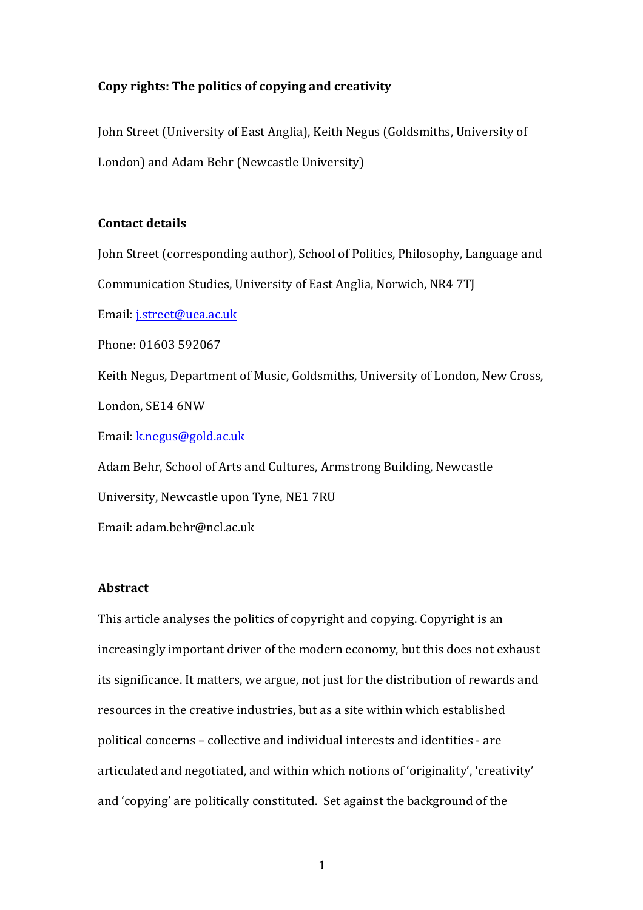**Copy rights: The politics of copying and creativity**

John Street (University of East Anglia), Keith Negus (Goldsmiths, University of London) and Adam Behr (Newcastle University)

**Contact details**

John Street (corresponding author), School of Politics, Philosophy, Language and Communication Studies, University of East Anglia, Norwich, NR4 7TJ

Email: j.street@uea.ac.uk

Phone: 01603 592067

Keith Negus, Department of Music, Goldsmiths, University of London, New Cross, London, SE14 6NW

Email: k.negus@gold.ac.uk

Adam Behr, School of Arts and Cultures, Armstrong Building, Newcastle University, Newcastle upon Tyne, NE1 7RU

Email: adam.behr@ncl.ac.uk

**Abstract**

This article analyses the politics of copyright and copying. Copyright is an increasingly important driver of the modern economy, but this does not exhaust its significance. It matters, we argue, not just for the distribution of rewards and resources in the creative industries, but as a site within which established political concerns – collective and individual interests and identities - are articulated and negotiated, and within which notions of 'originality', 'creativity' and 'copying' are politically constituted. Set against the background of the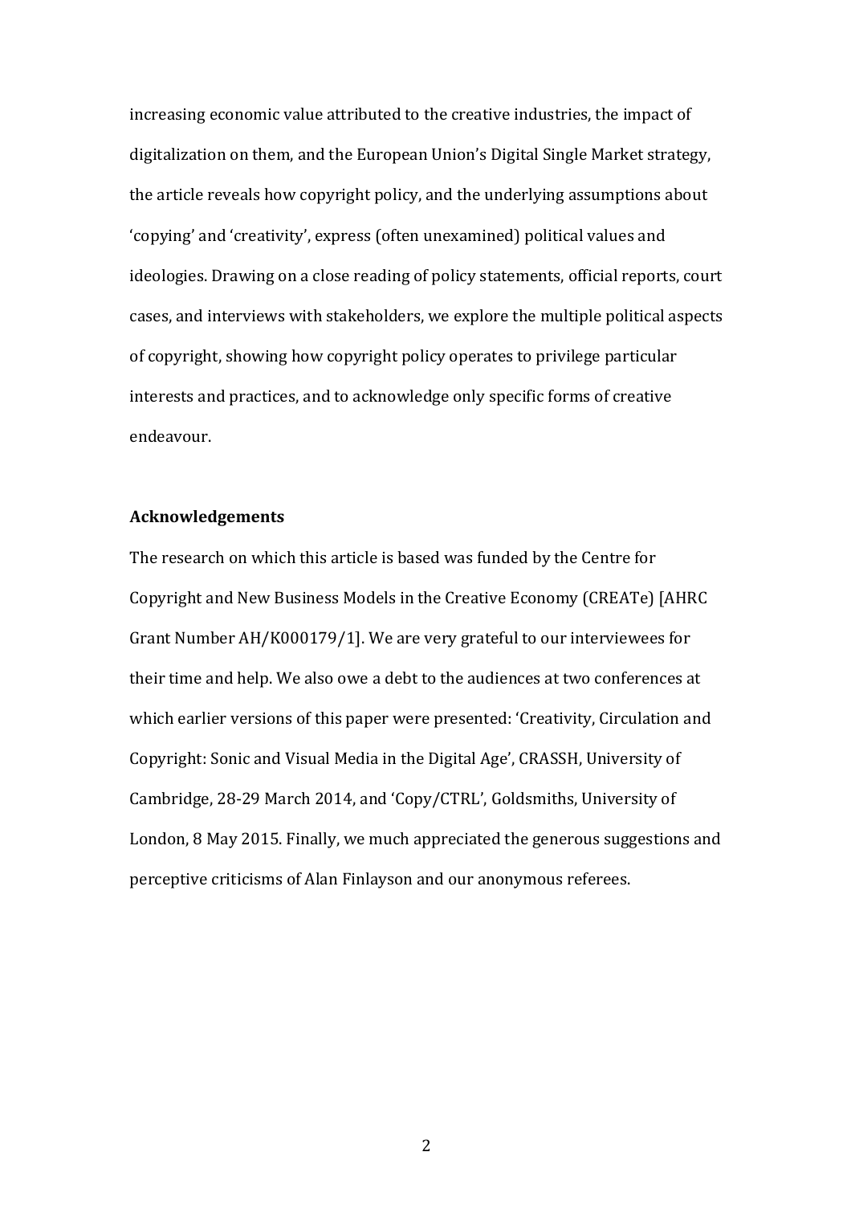increasing economic value attributed to the creative industries, the impact of digitalization on them, and the European Union's Digital Single Market strategy, the article reveals how copyright policy, and the underlying assumptions about 'copying' and 'creativity', express (often unexamined) political values and ideologies. Drawing on a close reading of policy statements, official reports, court cases, and interviews with stakeholders, we explore the multiple political aspects of copyright, showing how copyright policy operates to privilege particular interests and practices, and to acknowledge only specific forms of creative endeavour.

**Acknowledgements**

The research on which this article is based was funded by the Centre for Copyright and New Business Models in the Creative Economy (CREATe) [AHRC Grant Number AH/K000179/1]. We are very grateful to our interviewees for their time and help. We also owe a debt to the audiences at two conferences at which earlier versions of this paper were presented: 'Creativity, Circulation and Copyright: Sonic and Visual Media in the Digital Age', CRASSH, University of Cambridge, 28-29 March 2014, and 'Copy/CTRL', Goldsmiths, University of London, 8 May 2015. Finally, we much appreciated the generous suggestions and perceptive criticisms of Alan Finlayson and our anonymous referees.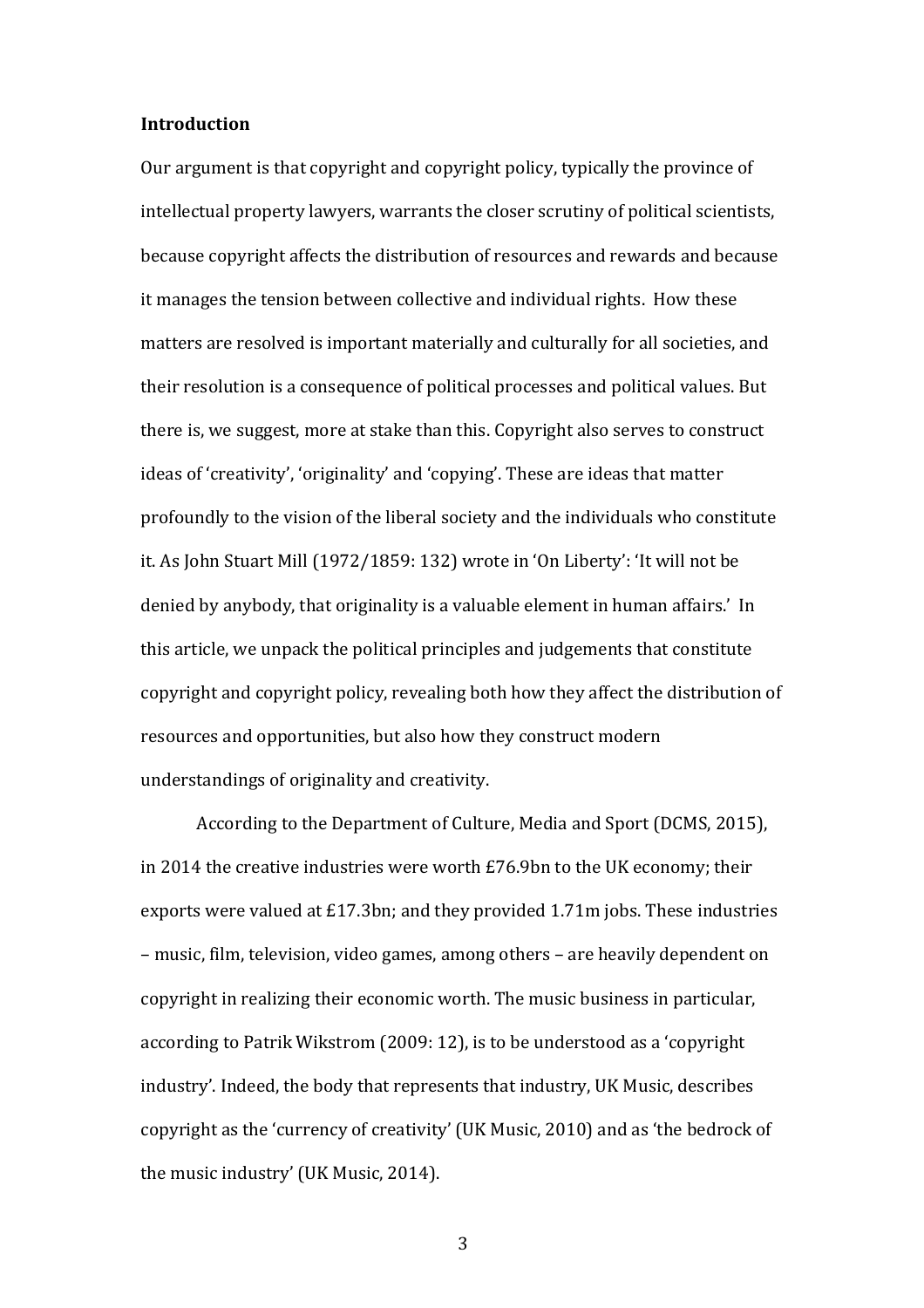**Introduction**

Our argument is that copyright and copyright policy, typically the province of intellectual property lawyers, warrants the closer scrutiny of political scientists, because copyright affects the distribution of resources and rewards and because it manages the tension between collective and individual rights. How these matters are resolved is important materially and culturally for all societies, and their resolution is a consequence of political processes and political values. But there is, we suggest, more at stake than this. Copyright also serves to construct ideas of 'creativity', 'originality' and 'copying'. These are ideas that matter profoundly to the vision of the liberal society and the individuals who constitute it. As John Stuart Mill (1972/1859: 132) wrote in 'On Liberty': 'It will not be denied by anybody, that originality is a valuable element in human affairs.' In this article, we unpack the political principles and judgements that constitute copyright and copyright policy, revealing both how they affect the distribution of resources and opportunities, but also how they construct modern understandings of originality and creativity.

According to the Department of Culture, Media and Sport (DCMS, 2015), in 2014 the creative industries were worth £76.9bn to the UK economy; their exports were valued at £17.3bn; and they provided 1.71m jobs. These industries – music, film, television, video games, among others – are heavily dependent on copyright in realizing their economic worth. The music business in particular, according to Patrik Wikstrom (2009: 12), is to be understood as a 'copyright industry'. Indeed, the body that represents that industry, UK Music, describes copyright as the 'currency of creativity' (UK Music, 2010) and as 'the bedrock of the music industry' (UK Music, 2014).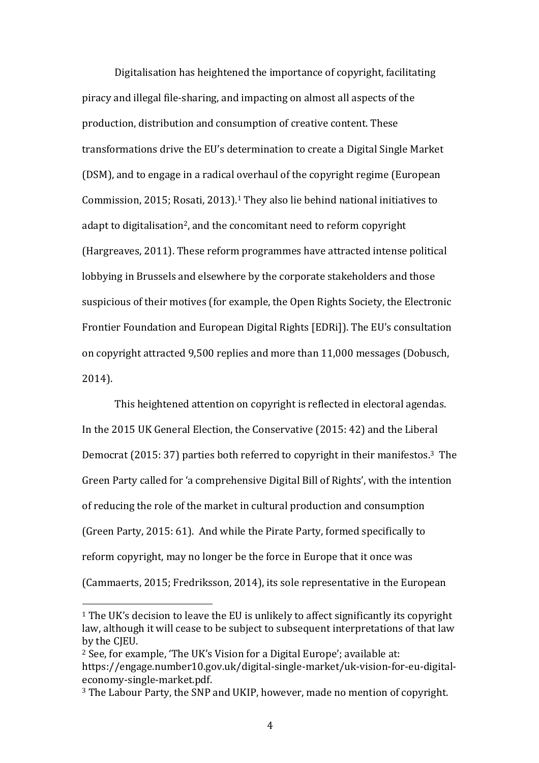Digitalisation has heightened the importance of copyright, facilitating piracy and illegal file-sharing, and impacting on almost all aspects of the production, distribution and consumption of creative content. These transformations drive the EU's determination to create a Digital Single Market (DSM), and to engage in a radical overhaul of the copyright regime (European Commission, 2015; Rosati, 2013).[1] They also lie behind national initiatives to adapt to digitalisation[2], and the concomitant need to reform copyright (Hargreaves, 2011). These reform programmes have attracted intense political lobbying in Brussels and elsewhere by the corporate stakeholders and those suspicious of their motives (for example, the Open Rights Society, the Electronic Frontier Foundation and European Digital Rights [EDRi]). The EU's consultation on copyright attracted 9,500 replies and more than 11,000 messages (Dobusch, 2014).

This heightened attention on copyright is reflected in electoral agendas. In the 2015 UK General Election, the Conservative (2015: 42) and the Liberal Democrat (2015: 37) parties both referred to copyright in their manifestos.[3] The Green Party called for 'a comprehensive Digital Bill of Rights', with the intention of reducing the role of the market in cultural production and consumption (Green Party, 2015: 61). And while the Pirate Party, formed specifically to reform copyright, may no longer be the force in Europe that it once was (Cammaerts, 2015; Fredriksson, 2014), its sole representative in the European

[1] The UK's decision to leave the EU is unlikely to affect significantly its copyright law, although it will cease to be subject to subsequent interpretations of that law by the CJEU.

[2] See, for example, 'The UK's Vision for a Digital Europe'; available at: https://engage.number10.gov.uk/digital-single-market/uk-vision-for-eu-digital-economy-single-market.pdf.

[3] The Labour Party, the SNP and UKIP, however, made no mention of copyright.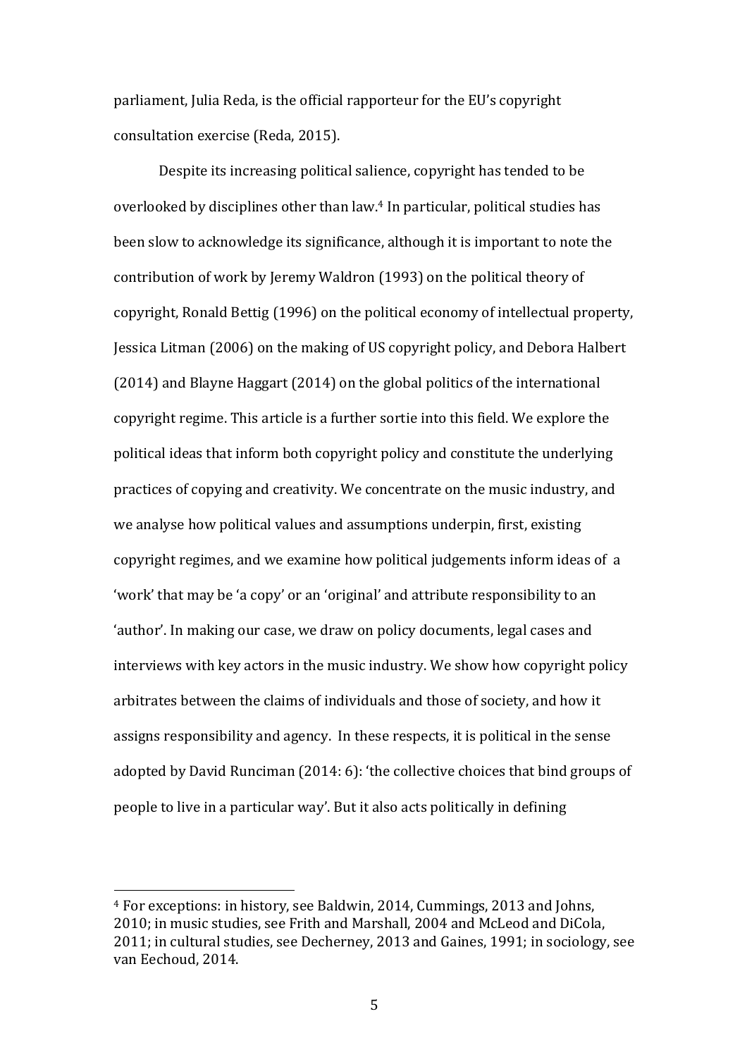parliament, Julia Reda, is the official rapporteur for the EU's copyright consultation exercise (Reda, 2015).

Despite its increasing political salience, copyright has tended to be overlooked by disciplines other than law.[4] In particular, political studies has been slow to acknowledge its significance, although it is important to note the contribution of work by Jeremy Waldron (1993) on the political theory of copyright, Ronald Bettig (1996) on the political economy of intellectual property, Jessica Litman (2006) on the making of US copyright policy, and Debora Halbert (2014) and Blayne Haggart (2014) on the global politics of the international copyright regime. This article is a further sortie into this field. We explore the political ideas that inform both copyright policy and constitute the underlying practices of copying and creativity. We concentrate on the music industry, and we analyse how political values and assumptions underpin, first, existing copyright regimes, and we examine how political judgements inform ideas of a 'work' that may be 'a copy' or an 'original' and attribute responsibility to an 'author'. In making our case, we draw on policy documents, legal cases and interviews with key actors in the music industry. We show how copyright policy arbitrates between the claims of individuals and those of society, and how it assigns responsibility and agency. In these respects, it is political in the sense adopted by David Runciman (2014: 6): 'the collective choices that bind groups of people to live in a particular way'. But it also acts politically in defining

---

[4] For exceptions: in history, see Baldwin, 2014, Cummings, 2013 and Johns, 2010; in music studies, see Frith and Marshall, 2004 and McLeod and DiCola, 2011; in cultural studies, see Decherney, 2013 and Gaines, 1991; in sociology, see van Eechoud, 2014.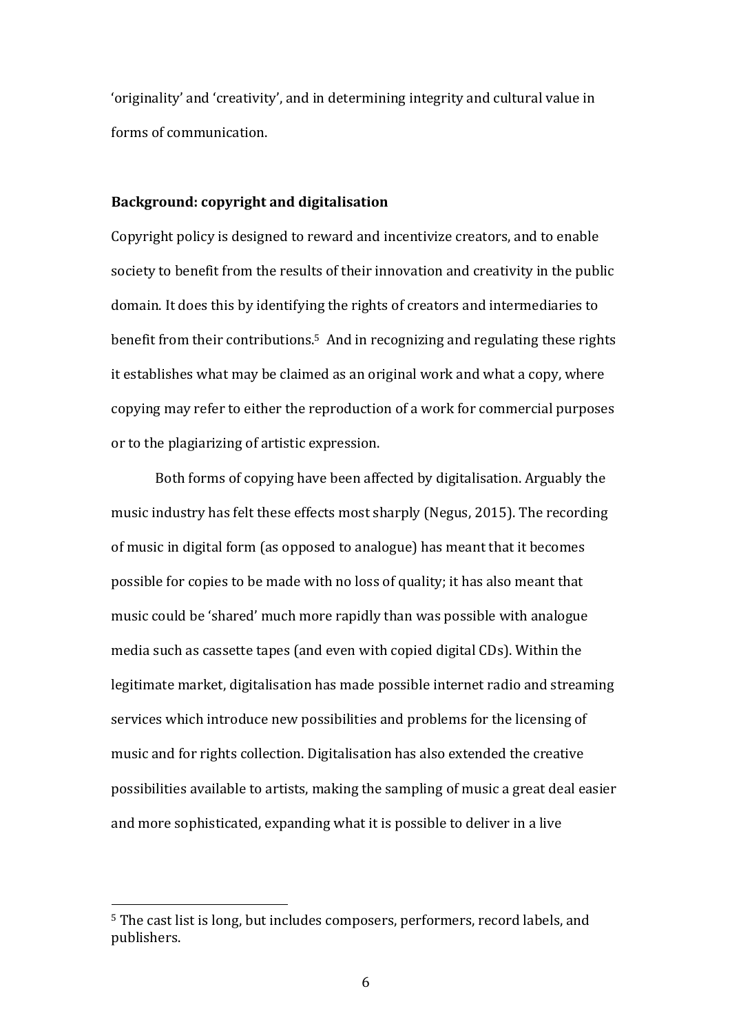'originality' and 'creativity', and in determining integrity and cultural value in forms of communication.

**Background: copyright and digitalisation**

Copyright policy is designed to reward and incentivize creators, and to enable society to benefit from the results of their innovation and creativity in the public domain. It does this by identifying the rights of creators and intermediaries to benefit from their contributions.[5] And in recognizing and regulating these rights it establishes what may be claimed as an original work and what a copy, where copying may refer to either the reproduction of a work for commercial purposes or to the plagiarizing of artistic expression.

Both forms of copying have been affected by digitalisation. Arguably the music industry has felt these effects most sharply (Negus, 2015). The recording of music in digital form (as opposed to analogue) has meant that it becomes possible for copies to be made with no loss of quality; it has also meant that music could be 'shared' much more rapidly than was possible with analogue media such as cassette tapes (and even with copied digital CDs). Within the legitimate market, digitalisation has made possible internet radio and streaming services which introduce new possibilities and problems for the licensing of music and for rights collection. Digitalisation has also extended the creative possibilities available to artists, making the sampling of music a great deal easier and more sophisticated, expanding what it is possible to deliver in a live

[5] The cast list is long, but includes composers, performers, record labels, and publishers.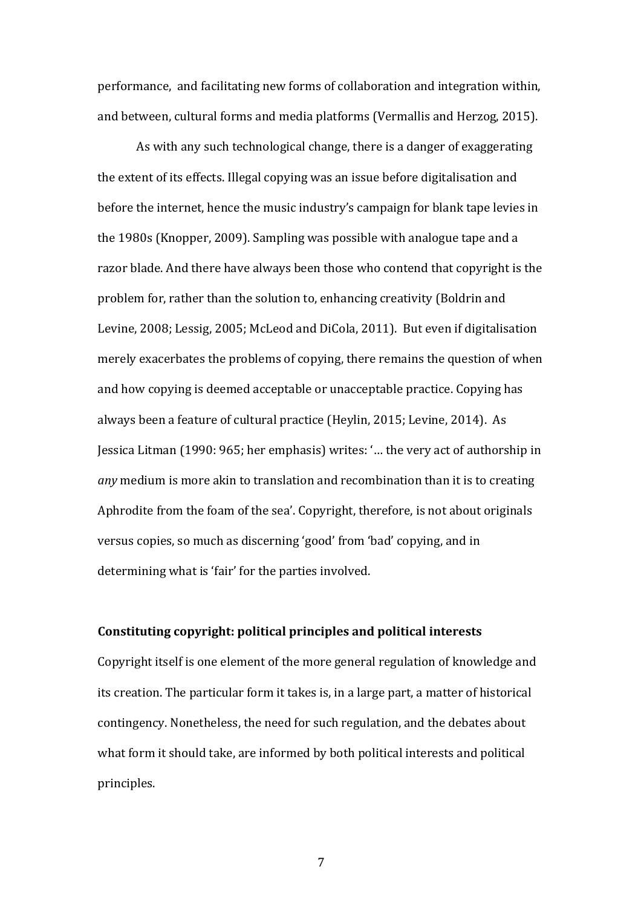performance, and facilitating new forms of collaboration and integration within, and between, cultural forms and media platforms (Vermallis and Herzog, 2015).

As with any such technological change, there is a danger of exaggerating the extent of its effects. Illegal copying was an issue before digitalisation and before the internet, hence the music industry's campaign for blank tape levies in the 1980s (Knopper, 2009). Sampling was possible with analogue tape and a razor blade. And there have always been those who contend that copyright is the problem for, rather than the solution to, enhancing creativity (Boldrin and Levine, 2008; Lessig, 2005; McLeod and DiCola, 2011). But even if digitalisation merely exacerbates the problems of copying, there remains the question of when and how copying is deemed acceptable or unacceptable practice. Copying has always been a feature of cultural practice (Heylin, 2015; Levine, 2014). As Jessica Litman (1990: 965; her emphasis) writes: '… the very act of authorship in *any* medium is more akin to translation and recombination than it is to creating Aphrodite from the foam of the sea'. Copyright, therefore, is not about originals versus copies, so much as discerning 'good' from 'bad' copying, and in determining what is 'fair' for the parties involved.

## Constituting copyright: political principles and political interests

Copyright itself is one element of the more general regulation of knowledge and its creation. The particular form it takes is, in a large part, a matter of historical contingency. Nonetheless, the need for such regulation, and the debates about what form it should take, are informed by both political interests and political principles.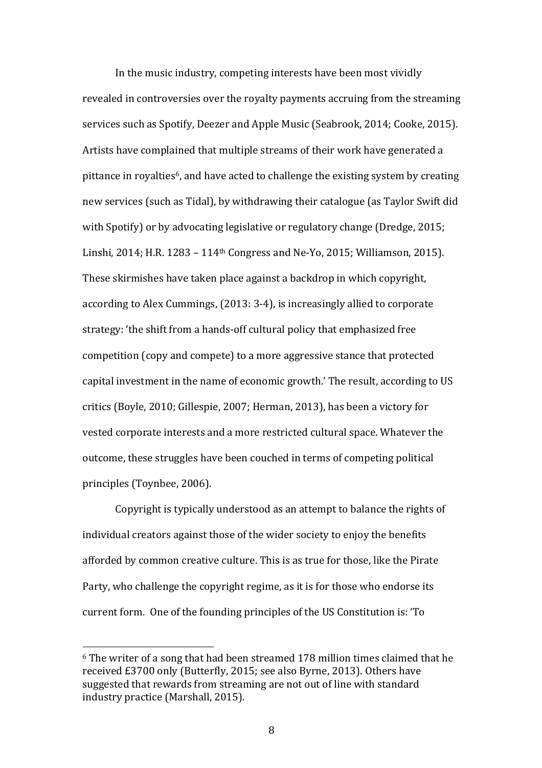In the music industry, competing interests have been most vividly revealed in controversies over the royalty payments accruing from the streaming services such as Spotify, Deezer and Apple Music (Seabrook, 2014; Cooke, 2015). Artists have complained that multiple streams of their work have generated a pittance in royalties[6], and have acted to challenge the existing system by creating new services (such as Tidal), by withdrawing their catalogue (as Taylor Swift did with Spotify) or by advocating legislative or regulatory change (Dredge, 2015; Linshi, 2014; H.R. 1283 – 114th Congress and Ne-Yo, 2015; Williamson, 2015). These skirmishes have taken place against a backdrop in which copyright, according to Alex Cummings, (2013: 3-4), is increasingly allied to corporate strategy: 'the shift from a hands-off cultural policy that emphasized free competition (copy and compete) to a more aggressive stance that protected capital investment in the name of economic growth.' The result, according to US critics (Boyle, 2010; Gillespie, 2007; Herman, 2013), has been a victory for vested corporate interests and a more restricted cultural space. Whatever the outcome, these struggles have been couched in terms of competing political principles (Toynbee, 2006).

Copyright is typically understood as an attempt to balance the rights of individual creators against those of the wider society to enjoy the benefits afforded by common creative culture. This is as true for those, like the Pirate Party, who challenge the copyright regime, as it is for those who endorse its current form. One of the founding principles of the US Constitution is: 'To

[6] The writer of a song that had been streamed 178 million times claimed that he received £3700 only (Butterfly, 2015; see also Byrne, 2013). Others have suggested that rewards from streaming are not out of line with standard industry practice (Marshall, 2015).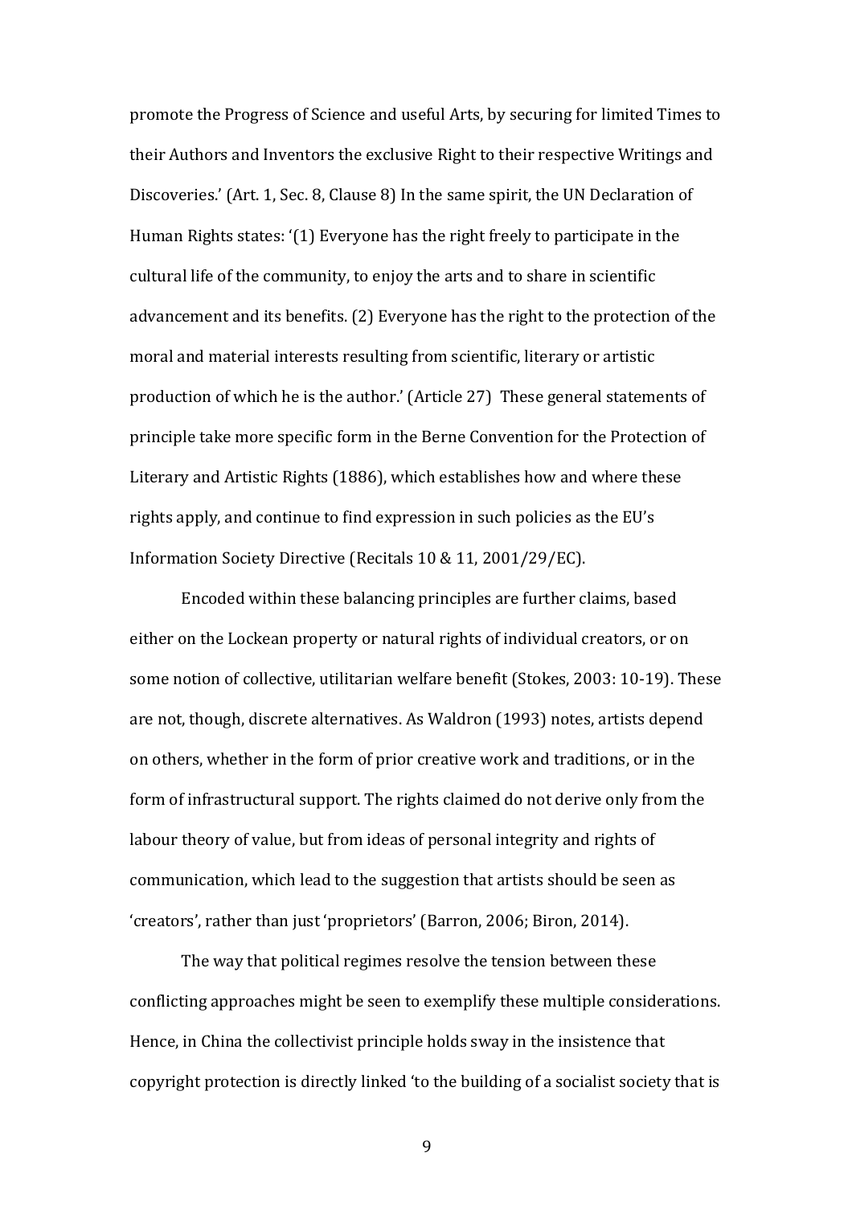promote the Progress of Science and useful Arts, by securing for limited Times to their Authors and Inventors the exclusive Right to their respective Writings and Discoveries.' (Art. 1, Sec. 8, Clause 8) In the same spirit, the UN Declaration of Human Rights states: '(1) Everyone has the right freely to participate in the cultural life of the community, to enjoy the arts and to share in scientific advancement and its benefits. (2) Everyone has the right to the protection of the moral and material interests resulting from scientific, literary or artistic production of which he is the author.' (Article 27) These general statements of principle take more specific form in the Berne Convention for the Protection of Literary and Artistic Rights (1886), which establishes how and where these rights apply, and continue to find expression in such policies as the EU's Information Society Directive (Recitals 10 & 11, 2001/29/EC).

Encoded within these balancing principles are further claims, based either on the Lockean property or natural rights of individual creators, or on some notion of collective, utilitarian welfare benefit (Stokes, 2003: 10-19). These are not, though, discrete alternatives. As Waldron (1993) notes, artists depend on others, whether in the form of prior creative work and traditions, or in the form of infrastructural support. The rights claimed do not derive only from the labour theory of value, but from ideas of personal integrity and rights of communication, which lead to the suggestion that artists should be seen as 'creators', rather than just 'proprietors' (Barron, 2006; Biron, 2014).

The way that political regimes resolve the tension between these conflicting approaches might be seen to exemplify these multiple considerations. Hence, in China the collectivist principle holds sway in the insistence that copyright protection is directly linked 'to the building of a socialist society that is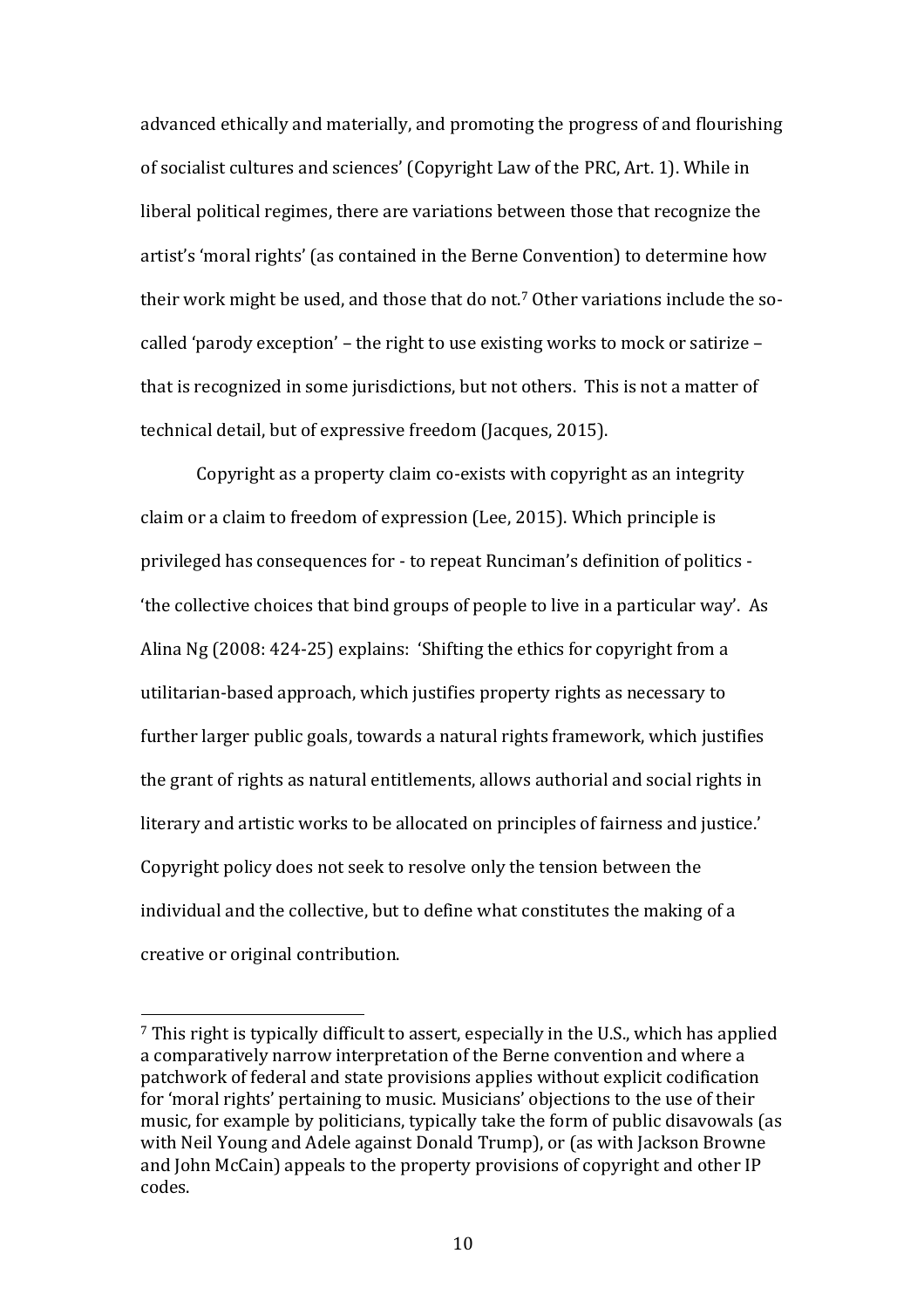advanced ethically and materially, and promoting the progress of and flourishing of socialist cultures and sciences' (Copyright Law of the PRC, Art. 1). While in liberal political regimes, there are variations between those that recognize the artist's 'moral rights' (as contained in the Berne Convention) to determine how their work might be used, and those that do not.[7] Other variations include the so-called 'parody exception' – the right to use existing works to mock or satirize – that is recognized in some jurisdictions, but not others. This is not a matter of technical detail, but of expressive freedom (Jacques, 2015).

Copyright as a property claim co-exists with copyright as an integrity claim or a claim to freedom of expression (Lee, 2015). Which principle is privileged has consequences for - to repeat Runciman's definition of politics - 'the collective choices that bind groups of people to live in a particular way'. As Alina Ng (2008: 424-25) explains: 'Shifting the ethics for copyright from a utilitarian-based approach, which justifies property rights as necessary to further larger public goals, towards a natural rights framework, which justifies the grant of rights as natural entitlements, allows authorial and social rights in literary and artistic works to be allocated on principles of fairness and justice.' Copyright policy does not seek to resolve only the tension between the individual and the collective, but to define what constitutes the making of a creative or original contribution.

---

[7] This right is typically difficult to assert, especially in the U.S., which has applied a comparatively narrow interpretation of the Berne convention and where a patchwork of federal and state provisions applies without explicit codification for 'moral rights' pertaining to music. Musicians' objections to the use of their music, for example by politicians, typically take the form of public disavowals (as with Neil Young and Adele against Donald Trump), or (as with Jackson Browne and John McCain) appeals to the property provisions of copyright and other IP codes.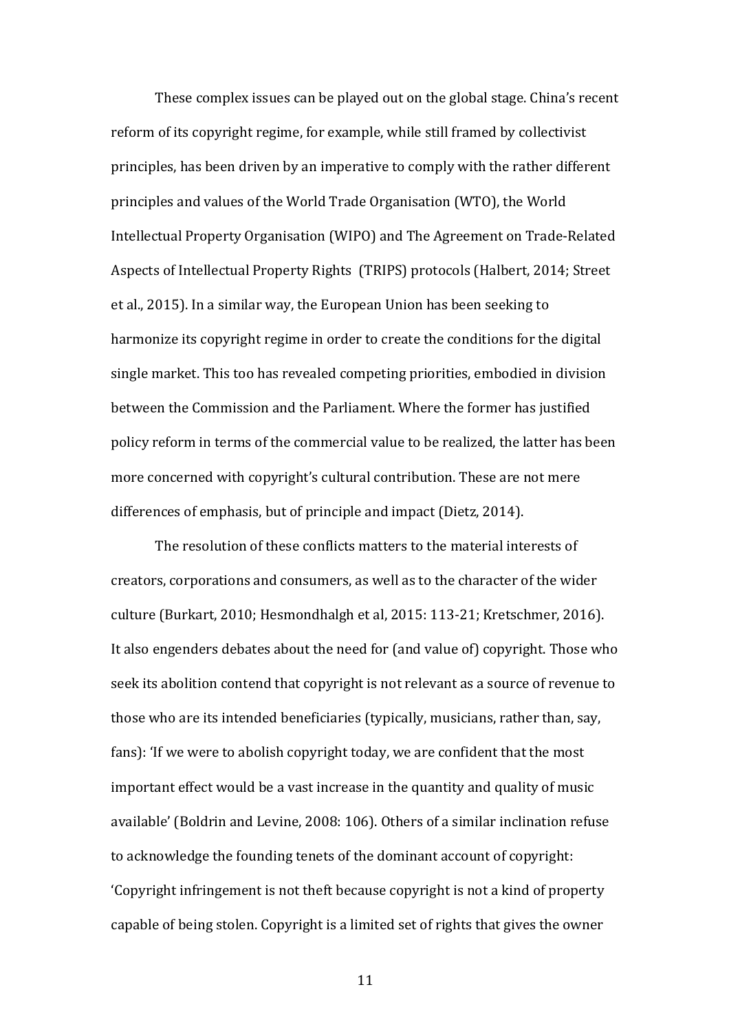These complex issues can be played out on the global stage. China's recent reform of its copyright regime, for example, while still framed by collectivist principles, has been driven by an imperative to comply with the rather different principles and values of the World Trade Organisation (WTO), the World Intellectual Property Organisation (WIPO) and The Agreement on Trade-Related Aspects of Intellectual Property Rights (TRIPS) protocols (Halbert, 2014; Street et al., 2015). In a similar way, the European Union has been seeking to harmonize its copyright regime in order to create the conditions for the digital single market. This too has revealed competing priorities, embodied in division between the Commission and the Parliament. Where the former has justified policy reform in terms of the commercial value to be realized, the latter has been more concerned with copyright's cultural contribution. These are not mere differences of emphasis, but of principle and impact (Dietz, 2014).

The resolution of these conflicts matters to the material interests of creators, corporations and consumers, as well as to the character of the wider culture (Burkart, 2010; Hesmondhalgh et al, 2015: 113-21; Kretschmer, 2016). It also engenders debates about the need for (and value of) copyright. Those who seek its abolition contend that copyright is not relevant as a source of revenue to those who are its intended beneficiaries (typically, musicians, rather than, say, fans): 'If we were to abolish copyright today, we are confident that the most important effect would be a vast increase in the quantity and quality of music available' (Boldrin and Levine, 2008: 106). Others of a similar inclination refuse to acknowledge the founding tenets of the dominant account of copyright: 'Copyright infringement is not theft because copyright is not a kind of property capable of being stolen. Copyright is a limited set of rights that gives the owner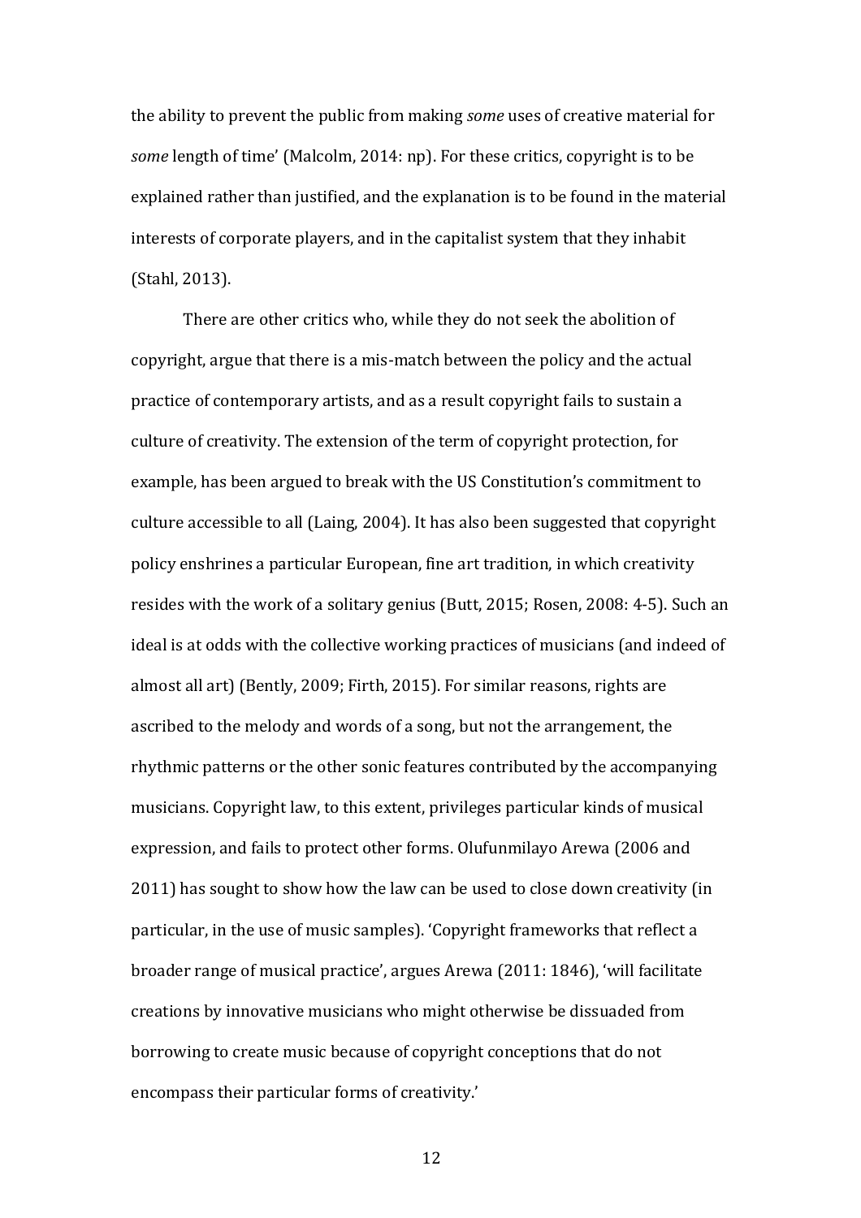the ability to prevent the public from making *some* uses of creative material for *some* length of time' (Malcolm, 2014: np). For these critics, copyright is to be explained rather than justified, and the explanation is to be found in the material interests of corporate players, and in the capitalist system that they inhabit (Stahl, 2013).

There are other critics who, while they do not seek the abolition of copyright, argue that there is a mis-match between the policy and the actual practice of contemporary artists, and as a result copyright fails to sustain a culture of creativity. The extension of the term of copyright protection, for example, has been argued to break with the US Constitution's commitment to culture accessible to all (Laing, 2004). It has also been suggested that copyright policy enshrines a particular European, fine art tradition, in which creativity resides with the work of a solitary genius (Butt, 2015; Rosen, 2008: 4-5). Such an ideal is at odds with the collective working practices of musicians (and indeed of almost all art) (Bently, 2009; Firth, 2015). For similar reasons, rights are ascribed to the melody and words of a song, but not the arrangement, the rhythmic patterns or the other sonic features contributed by the accompanying musicians. Copyright law, to this extent, privileges particular kinds of musical expression, and fails to protect other forms. Olufunmilayo Arewa (2006 and 2011) has sought to show how the law can be used to close down creativity (in particular, in the use of music samples). 'Copyright frameworks that reflect a broader range of musical practice', argues Arewa (2011: 1846), 'will facilitate creations by innovative musicians who might otherwise be dissuaded from borrowing to create music because of copyright conceptions that do not encompass their particular forms of creativity.'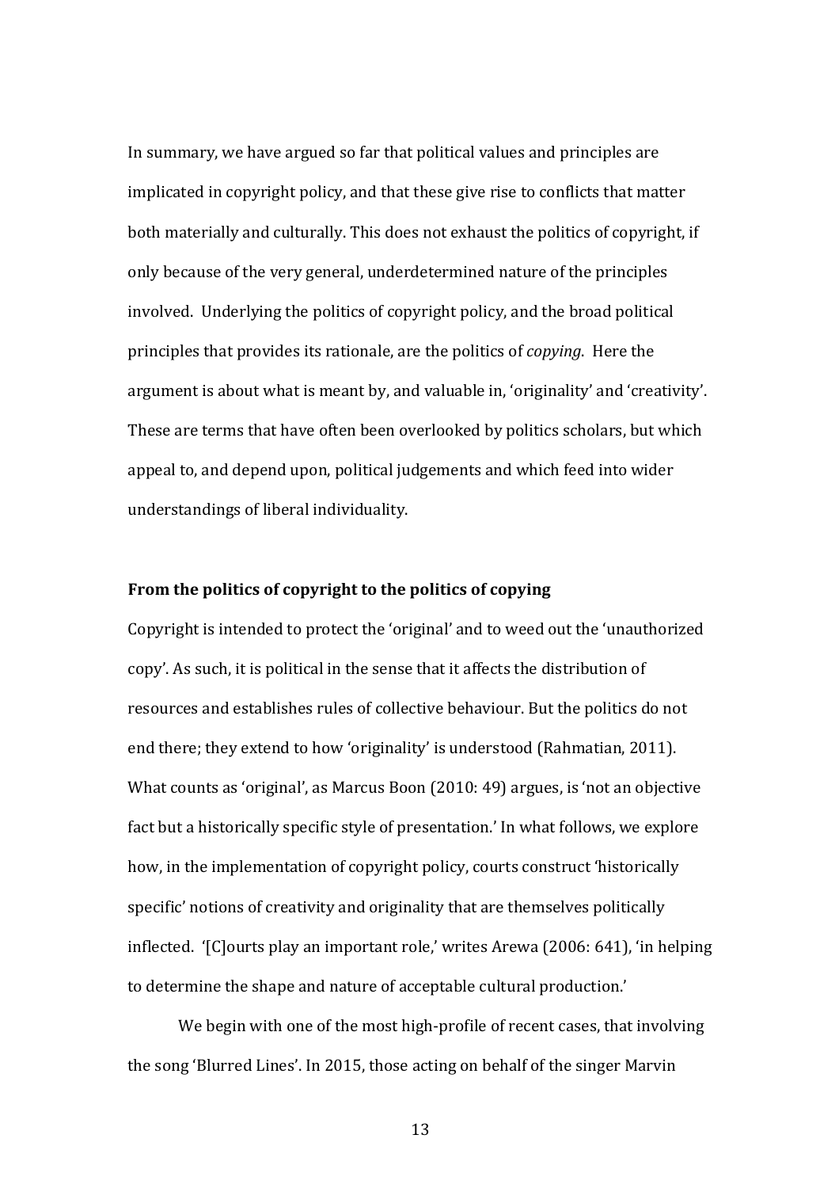In summary, we have argued so far that political values and principles are implicated in copyright policy, and that these give rise to conflicts that matter both materially and culturally. This does not exhaust the politics of copyright, if only because of the very general, underdetermined nature of the principles involved. Underlying the politics of copyright policy, and the broad political principles that provides its rationale, are the politics of *copying*. Here the argument is about what is meant by, and valuable in, 'originality' and 'creativity'. These are terms that have often been overlooked by politics scholars, but which appeal to, and depend upon, political judgements and which feed into wider understandings of liberal individuality.

## From the politics of copyright to the politics of copying

Copyright is intended to protect the 'original' and to weed out the 'unauthorized copy'. As such, it is political in the sense that it affects the distribution of resources and establishes rules of collective behaviour. But the politics do not end there; they extend to how 'originality' is understood (Rahmatian, 2011). What counts as 'original', as Marcus Boon (2010: 49) argues, is 'not an objective fact but a historically specific style of presentation.' In what follows, we explore how, in the implementation of copyright policy, courts construct 'historically specific' notions of creativity and originality that are themselves politically inflected. '[C]ourts play an important role,' writes Arewa (2006: 641), 'in helping to determine the shape and nature of acceptable cultural production.'

We begin with one of the most high-profile of recent cases, that involving the song 'Blurred Lines'. In 2015, those acting on behalf of the singer Marvin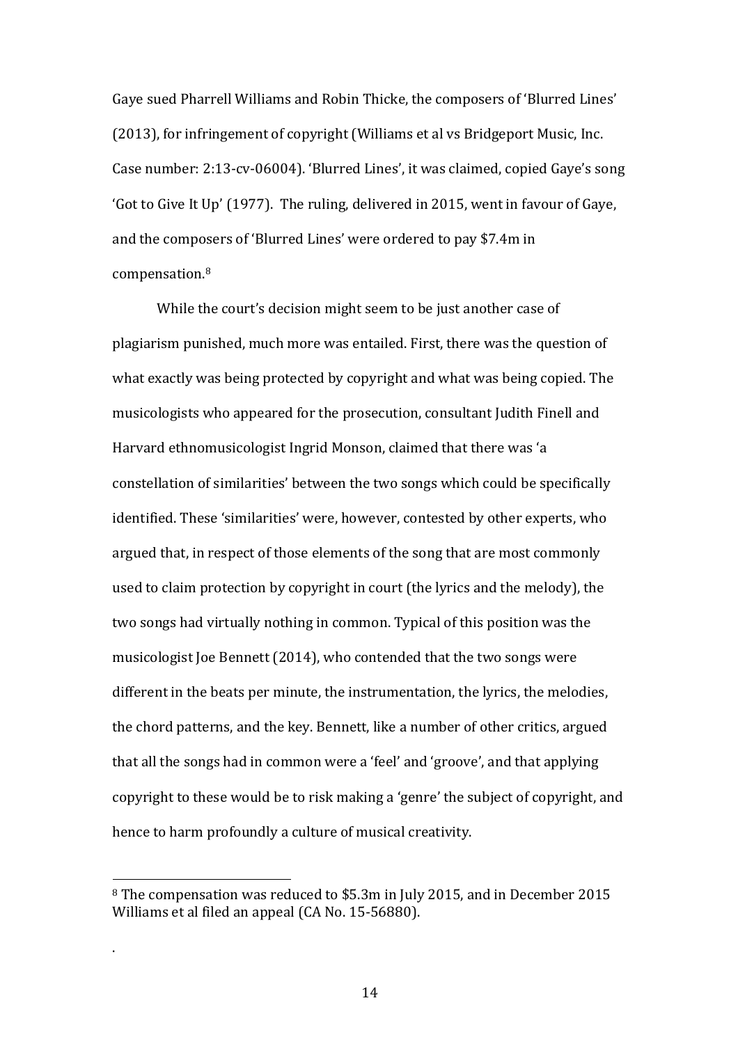Gaye sued Pharrell Williams and Robin Thicke, the composers of 'Blurred Lines' (2013), for infringement of copyright (Williams et al vs Bridgeport Music, Inc. Case number: 2:13-cv-06004). 'Blurred Lines', it was claimed, copied Gaye's song 'Got to Give It Up' (1977). The ruling, delivered in 2015, went in favour of Gaye, and the composers of 'Blurred Lines' were ordered to pay $7.4m in compensation.[8]

While the court's decision might seem to be just another case of plagiarism punished, much more was entailed. First, there was the question of what exactly was being protected by copyright and what was being copied. The musicologists who appeared for the prosecution, consultant Judith Finell and Harvard ethnomusicologist Ingrid Monson, claimed that there was 'a constellation of similarities' between the two songs which could be specifically identified. These 'similarities' were, however, contested by other experts, who argued that, in respect of those elements of the song that are most commonly used to claim protection by copyright in court (the lyrics and the melody), the two songs had virtually nothing in common. Typical of this position was the musicologist Joe Bennett (2014), who contended that the two songs were different in the beats per minute, the instrumentation, the lyrics, the melodies, the chord patterns, and the key. Bennett, like a number of other critics, argued that all the songs had in common were a 'feel' and 'groove', and that applying copyright to these would be to risk making a 'genre' the subject of copyright, and hence to harm profoundly a culture of musical creativity.

---

[8] The compensation was reduced to $5.3m in July 2015, and in December 2015 Williams et al filed an appeal (CA No. 15-56880).

.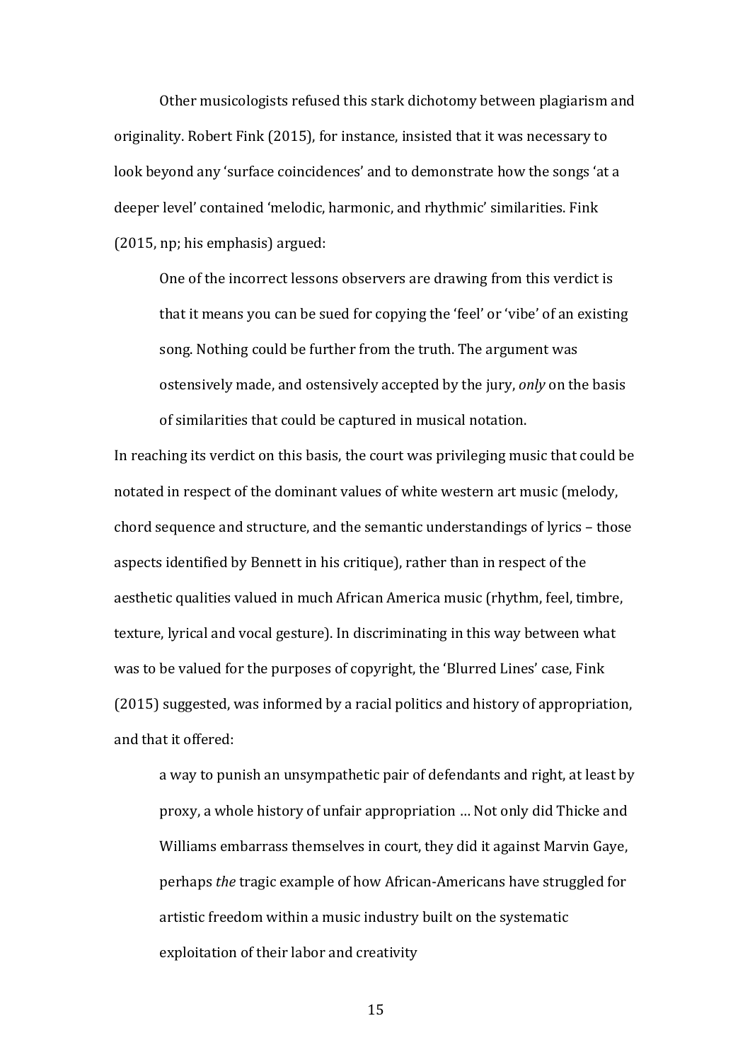Other musicologists refused this stark dichotomy between plagiarism and originality. Robert Fink (2015), for instance, insisted that it was necessary to look beyond any 'surface coincidences' and to demonstrate how the songs 'at a deeper level' contained 'melodic, harmonic, and rhythmic' similarities. Fink (2015, np; his emphasis) argued:

> One of the incorrect lessons observers are drawing from this verdict is that it means you can be sued for copying the 'feel' or 'vibe' of an existing song. Nothing could be further from the truth. The argument was ostensively made, and ostensively accepted by the jury, *only* on the basis of similarities that could be captured in musical notation.

In reaching its verdict on this basis, the court was privileging music that could be notated in respect of the dominant values of white western art music (melody, chord sequence and structure, and the semantic understandings of lyrics – those aspects identified by Bennett in his critique), rather than in respect of the aesthetic qualities valued in much African America music (rhythm, feel, timbre, texture, lyrical and vocal gesture). In discriminating in this way between what was to be valued for the purposes of copyright, the 'Blurred Lines' case, Fink (2015) suggested, was informed by a racial politics and history of appropriation, and that it offered:

> a way to punish an unsympathetic pair of defendants and right, at least by proxy, a whole history of unfair appropriation … Not only did Thicke and Williams embarrass themselves in court, they did it against Marvin Gaye, perhaps *the* tragic example of how African-Americans have struggled for artistic freedom within a music industry built on the systematic exploitation of their labor and creativity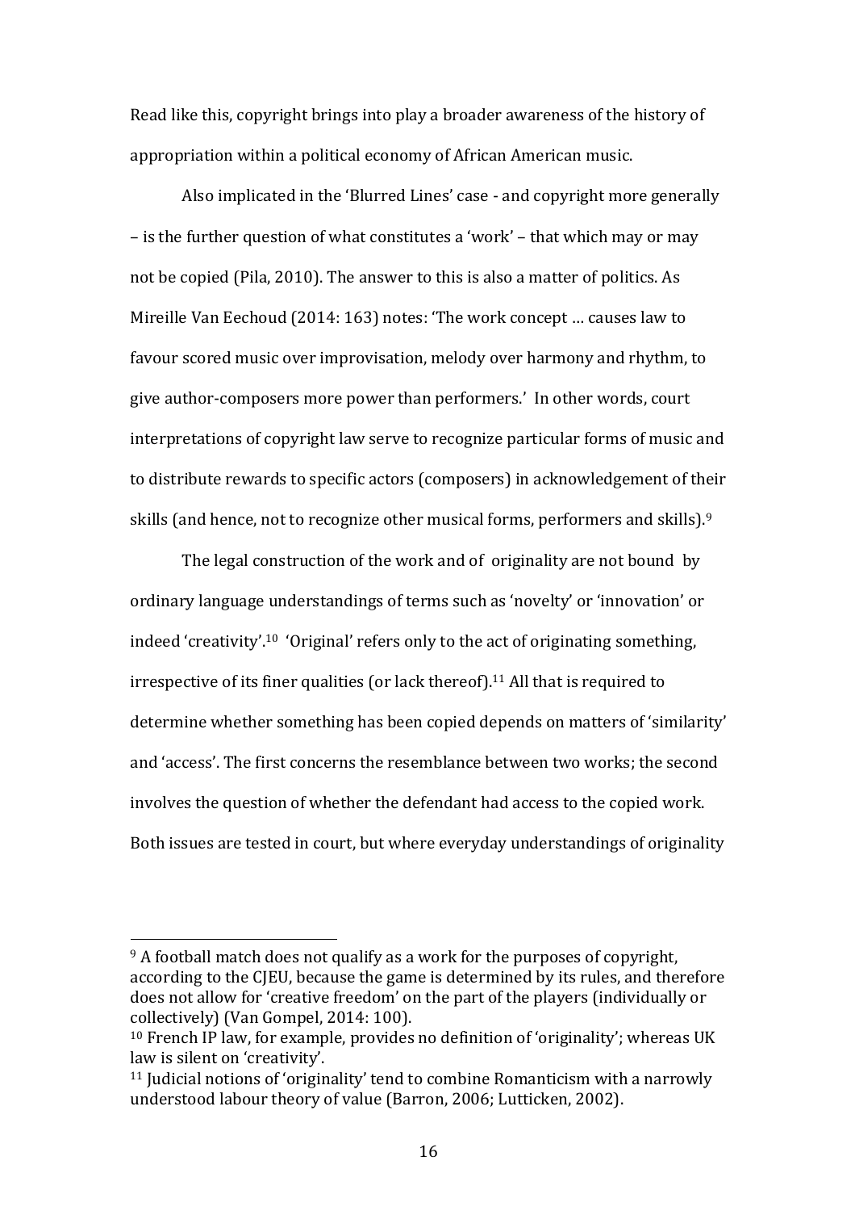Read like this, copyright brings into play a broader awareness of the history of appropriation within a political economy of African American music.

Also implicated in the 'Blurred Lines' case - and copyright more generally – is the further question of what constitutes a 'work' – that which may or may not be copied (Pila, 2010). The answer to this is also a matter of politics. As Mireille Van Eechoud (2014: 163) notes: 'The work concept … causes law to favour scored music over improvisation, melody over harmony and rhythm, to give author-composers more power than performers.' In other words, court interpretations of copyright law serve to recognize particular forms of music and to distribute rewards to specific actors (composers) in acknowledgement of their skills (and hence, not to recognize other musical forms, performers and skills).[9]

The legal construction of the work and of originality are not bound by ordinary language understandings of terms such as 'novelty' or 'innovation' or indeed 'creativity'.[10] 'Original' refers only to the act of originating something, irrespective of its finer qualities (or lack thereof).[11] All that is required to determine whether something has been copied depends on matters of 'similarity' and 'access'. The first concerns the resemblance between two works; the second involves the question of whether the defendant had access to the copied work. Both issues are tested in court, but where everyday understandings of originality

---

[9] A football match does not qualify as a work for the purposes of copyright, according to the CJEU, because the game is determined by its rules, and therefore does not allow for 'creative freedom' on the part of the players (individually or collectively) (Van Gompel, 2014: 100).

[10] French IP law, for example, provides no definition of 'originality'; whereas UK law is silent on 'creativity'.

[11] Judicial notions of 'originality' tend to combine Romanticism with a narrowly understood labour theory of value (Barron, 2006; Lutticken, 2002).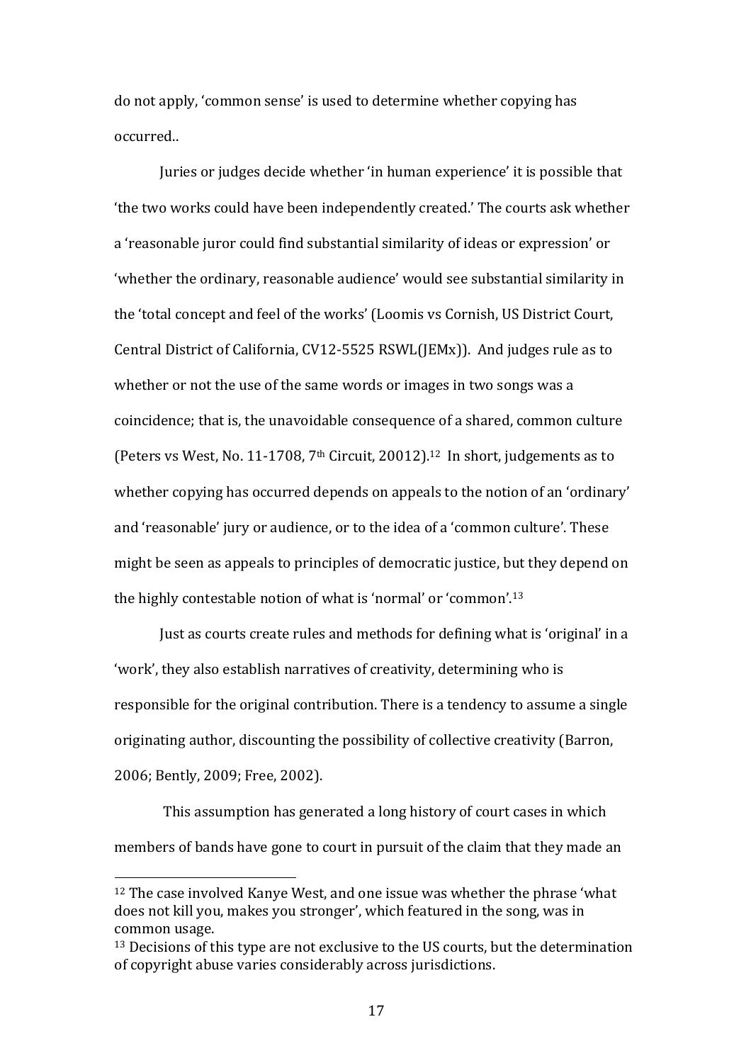do not apply, 'common sense' is used to determine whether copying has occurred..

Juries or judges decide whether 'in human experience' it is possible that 'the two works could have been independently created.' The courts ask whether a 'reasonable juror could find substantial similarity of ideas or expression' or 'whether the ordinary, reasonable audience' would see substantial similarity in the 'total concept and feel of the works' (Loomis vs Cornish, US District Court, Central District of California, CV12-5525 RSWL(JEMx)). And judges rule as to whether or not the use of the same words or images in two songs was a coincidence; that is, the unavoidable consequence of a shared, common culture (Peters vs West, No. 11-1708, 7th Circuit, 20012).[12] In short, judgements as to whether copying has occurred depends on appeals to the notion of an 'ordinary' and 'reasonable' jury or audience, or to the idea of a 'common culture'. These might be seen as appeals to principles of democratic justice, but they depend on the highly contestable notion of what is 'normal' or 'common'.[13]

Just as courts create rules and methods for defining what is 'original' in a 'work', they also establish narratives of creativity, determining who is responsible for the original contribution. There is a tendency to assume a single originating author, discounting the possibility of collective creativity (Barron, 2006; Bently, 2009; Free, 2002).

This assumption has generated a long history of court cases in which members of bands have gone to court in pursuit of the claim that they made an

---

[12] The case involved Kanye West, and one issue was whether the phrase 'what does not kill you, makes you stronger', which featured in the song, was in common usage.

[13] Decisions of this type are not exclusive to the US courts, but the determination of copyright abuse varies considerably across jurisdictions.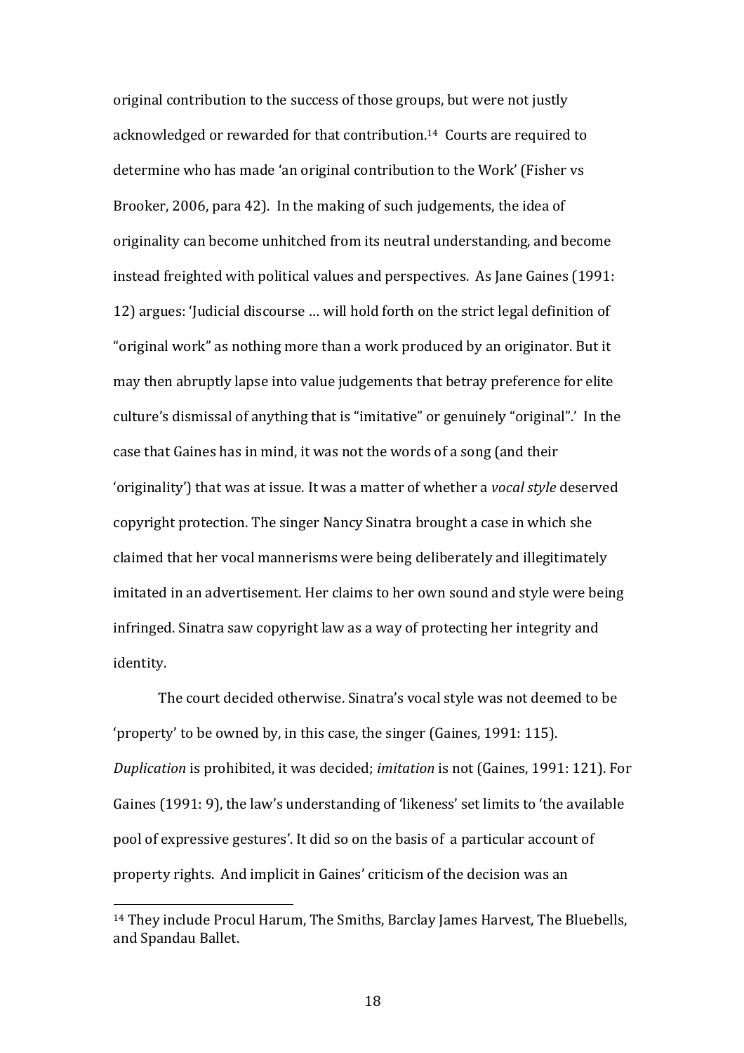original contribution to the success of those groups, but were not justly acknowledged or rewarded for that contribution.[14] Courts are required to determine who has made 'an original contribution to the Work' (Fisher vs Brooker, 2006, para 42). In the making of such judgements, the idea of originality can become unhitched from its neutral understanding, and become instead freighted with political values and perspectives. As Jane Gaines (1991: 12) argues: 'Judicial discourse … will hold forth on the strict legal definition of "original work" as nothing more than a work produced by an originator. But it may then abruptly lapse into value judgements that betray preference for elite culture's dismissal of anything that is "imitative" or genuinely "original".' In the case that Gaines has in mind, it was not the words of a song (and their 'originality') that was at issue. It was a matter of whether a *vocal style* deserved copyright protection. The singer Nancy Sinatra brought a case in which she claimed that her vocal mannerisms were being deliberately and illegitimately imitated in an advertisement. Her claims to her own sound and style were being infringed. Sinatra saw copyright law as a way of protecting her integrity and identity.

The court decided otherwise. Sinatra's vocal style was not deemed to be 'property' to be owned by, in this case, the singer (Gaines, 1991: 115). *Duplication* is prohibited, it was decided; *imitation* is not (Gaines, 1991: 121). For Gaines (1991: 9), the law's understanding of 'likeness' set limits to 'the available pool of expressive gestures'. It did so on the basis of a particular account of property rights. And implicit in Gaines' criticism of the decision was an

[14] They include Procul Harum, The Smiths, Barclay James Harvest, The Bluebells, and Spandau Ballet.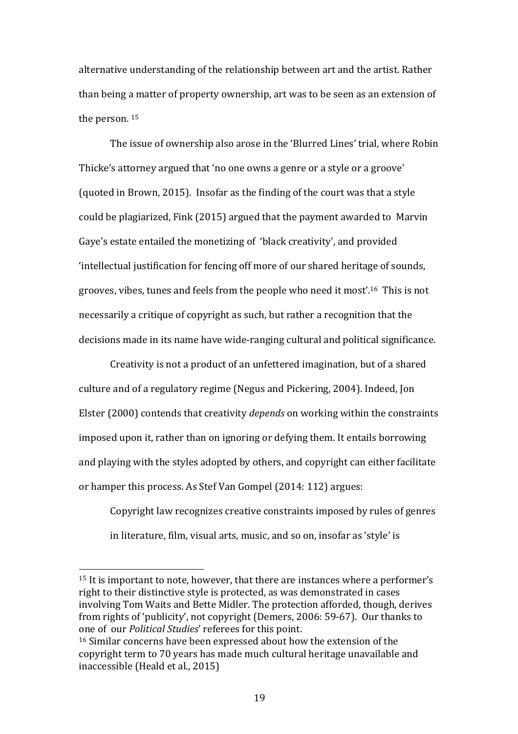alternative understanding of the relationship between art and the artist. Rather than being a matter of property ownership, art was to be seen as an extension of the person. [15]

The issue of ownership also arose in the 'Blurred Lines' trial, where Robin Thicke's attorney argued that 'no one owns a genre or a style or a groove' (quoted in Brown, 2015). Insofar as the finding of the court was that a style could be plagiarized, Fink (2015) argued that the payment awarded to Marvin Gaye's estate entailed the monetizing of 'black creativity', and provided 'intellectual justification for fencing off more of our shared heritage of sounds, grooves, vibes, tunes and feels from the people who need it most'.[16] This is not necessarily a critique of copyright as such, but rather a recognition that the decisions made in its name have wide-ranging cultural and political significance.

Creativity is not a product of an unfettered imagination, but of a shared culture and of a regulatory regime (Negus and Pickering, 2004). Indeed, Jon Elster (2000) contends that creativity *depends* on working within the constraints imposed upon it, rather than on ignoring or defying them. It entails borrowing and playing with the styles adopted by others, and copyright can either facilitate or hamper this process. As Stef Van Gompel (2014: 112) argues:

> Copyright law recognizes creative constraints imposed by rules of genres in literature, film, visual arts, music, and so on, insofar as 'style' is

---

[15] It is important to note, however, that there are instances where a performer's right to their distinctive style is protected, as was demonstrated in cases involving Tom Waits and Bette Midler. The protection afforded, though, derives from rights of 'publicity', not copyright (Demers, 2006: 59-67). Our thanks to one of our *Political Studies*' referees for this point.

[16] Similar concerns have been expressed about how the extension of the copyright term to 70 years has made much cultural heritage unavailable and inaccessible (Heald et al., 2015)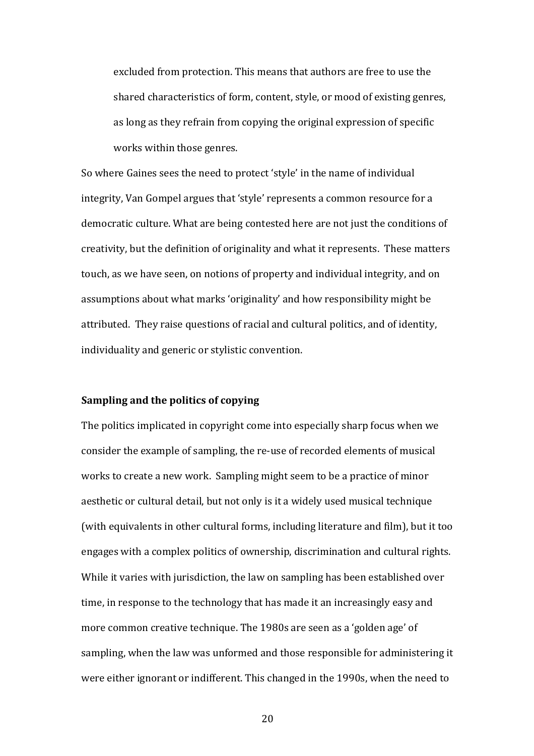> excluded from protection. This means that authors are free to use the shared characteristics of form, content, style, or mood of existing genres, as long as they refrain from copying the original expression of specific works within those genres.

So where Gaines sees the need to protect 'style' in the name of individual integrity, Van Gompel argues that 'style' represents a common resource for a democratic culture. What are being contested here are not just the conditions of creativity, but the definition of originality and what it represents. These matters touch, as we have seen, on notions of property and individual integrity, and on assumptions about what marks 'originality' and how responsibility might be attributed. They raise questions of racial and cultural politics, and of identity, individuality and generic or stylistic convention.

**Sampling and the politics of copying**

The politics implicated in copyright come into especially sharp focus when we consider the example of sampling, the re-use of recorded elements of musical works to create a new work. Sampling might seem to be a practice of minor aesthetic or cultural detail, but not only is it a widely used musical technique (with equivalents in other cultural forms, including literature and film), but it too engages with a complex politics of ownership, discrimination and cultural rights. While it varies with jurisdiction, the law on sampling has been established over time, in response to the technology that has made it an increasingly easy and more common creative technique. The 1980s are seen as a 'golden age' of sampling, when the law was unformed and those responsible for administering it were either ignorant or indifferent. This changed in the 1990s, when the need to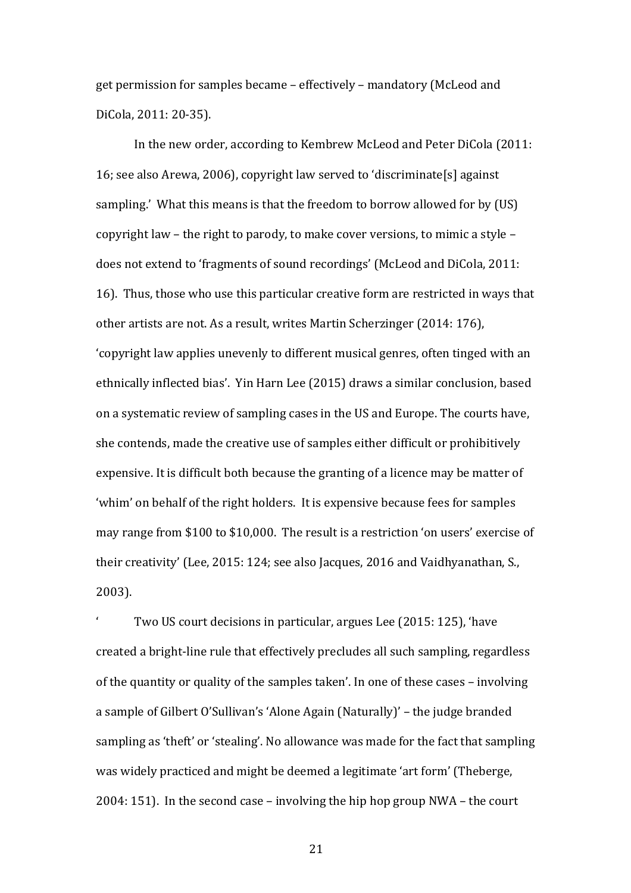get permission for samples became – effectively – mandatory (McLeod and DiCola, 2011: 20-35).

In the new order, according to Kembrew McLeod and Peter DiCola (2011: 16; see also Arewa, 2006), copyright law served to 'discriminate[s] against sampling.' What this means is that the freedom to borrow allowed for by (US) copyright law – the right to parody, to make cover versions, to mimic a style – does not extend to 'fragments of sound recordings' (McLeod and DiCola, 2011: 16). Thus, those who use this particular creative form are restricted in ways that other artists are not. As a result, writes Martin Scherzinger (2014: 176), 'copyright law applies unevenly to different musical genres, often tinged with an ethnically inflected bias'. Yin Harn Lee (2015) draws a similar conclusion, based on a systematic review of sampling cases in the US and Europe. The courts have, she contends, made the creative use of samples either difficult or prohibitively expensive. It is difficult both because the granting of a licence may be matter of 'whim' on behalf of the right holders. It is expensive because fees for samples may range from $100 to $10,000. The result is a restriction 'on users' exercise of their creativity' (Lee, 2015: 124; see also Jacques, 2016 and Vaidhyanathan, S., 2003).

' Two US court decisions in particular, argues Lee (2015: 125), 'have created a bright-line rule that effectively precludes all such sampling, regardless of the quantity or quality of the samples taken'. In one of these cases – involving a sample of Gilbert O'Sullivan's 'Alone Again (Naturally)' – the judge branded sampling as 'theft' or 'stealing'. No allowance was made for the fact that sampling was widely practiced and might be deemed a legitimate 'art form' (Theberge, 2004: 151). In the second case – involving the hip hop group NWA – the court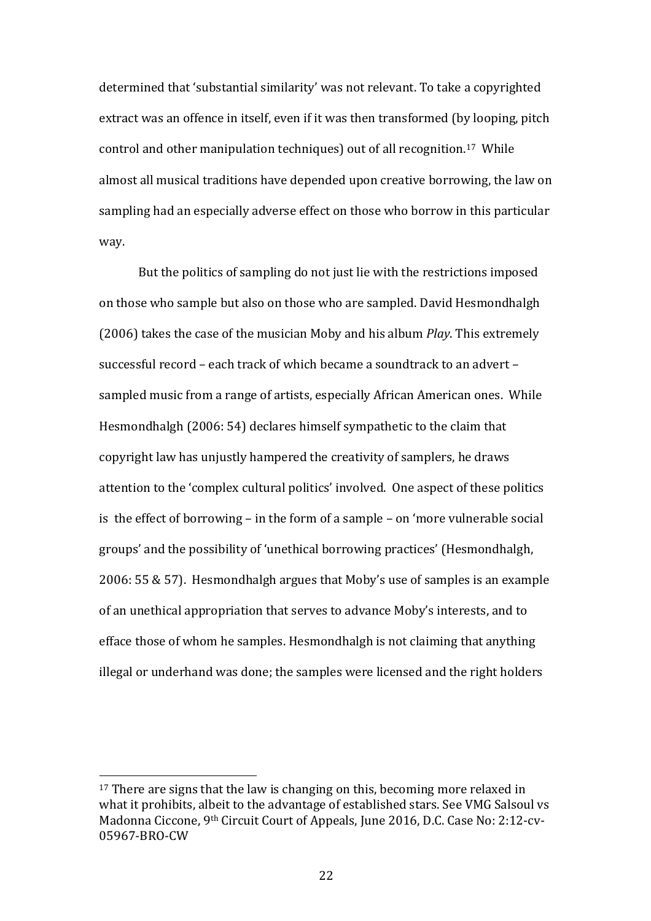determined that 'substantial similarity' was not relevant. To take a copyrighted extract was an offence in itself, even if it was then transformed (by looping, pitch control and other manipulation techniques) out of all recognition.[17] While almost all musical traditions have depended upon creative borrowing, the law on sampling had an especially adverse effect on those who borrow in this particular way.

But the politics of sampling do not just lie with the restrictions imposed on those who sample but also on those who are sampled. David Hesmondhalgh (2006) takes the case of the musician Moby and his album *Play*. This extremely successful record – each track of which became a soundtrack to an advert – sampled music from a range of artists, especially African American ones. While Hesmondhalgh (2006: 54) declares himself sympathetic to the claim that copyright law has unjustly hampered the creativity of samplers, he draws attention to the 'complex cultural politics' involved. One aspect of these politics is the effect of borrowing – in the form of a sample – on 'more vulnerable social groups' and the possibility of 'unethical borrowing practices' (Hesmondhalgh, 2006: 55 & 57). Hesmondhalgh argues that Moby's use of samples is an example of an unethical appropriation that serves to advance Moby's interests, and to efface those of whom he samples. Hesmondhalgh is not claiming that anything illegal or underhand was done; the samples were licensed and the right holders

---

[17] There are signs that the law is changing on this, becoming more relaxed in what it prohibits, albeit to the advantage of established stars. See VMG Salsoul vs Madonna Ciccone, 9th Circuit Court of Appeals, June 2016, D.C. Case No: 2:12-cv-05967-BRO-CW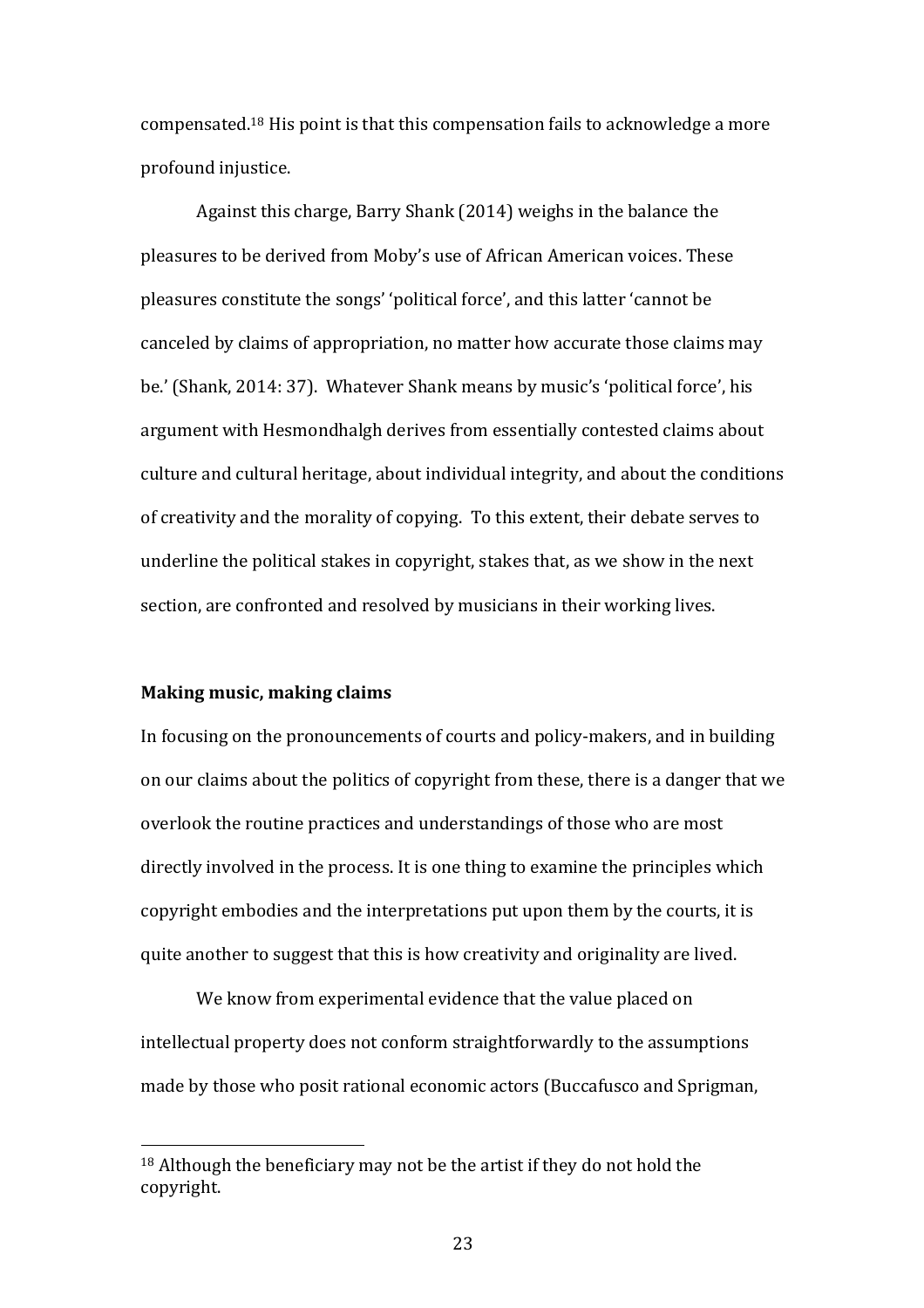compensated.[18] His point is that this compensation fails to acknowledge a more profound injustice.

Against this charge, Barry Shank (2014) weighs in the balance the pleasures to be derived from Moby's use of African American voices. These pleasures constitute the songs' 'political force', and this latter 'cannot be canceled by claims of appropriation, no matter how accurate those claims may be.' (Shank, 2014: 37). Whatever Shank means by music's 'political force', his argument with Hesmondhalgh derives from essentially contested claims about culture and cultural heritage, about individual integrity, and about the conditions of creativity and the morality of copying. To this extent, their debate serves to underline the political stakes in copyright, stakes that, as we show in the next section, are confronted and resolved by musicians in their working lives.

**Making music, making claims**

In focusing on the pronouncements of courts and policy-makers, and in building on our claims about the politics of copyright from these, there is a danger that we overlook the routine practices and understandings of those who are most directly involved in the process. It is one thing to examine the principles which copyright embodies and the interpretations put upon them by the courts, it is quite another to suggest that this is how creativity and originality are lived.

We know from experimental evidence that the value placed on intellectual property does not conform straightforwardly to the assumptions made by those who posit rational economic actors (Buccafusco and Sprigman,

[18] Although the beneficiary may not be the artist if they do not hold the copyright.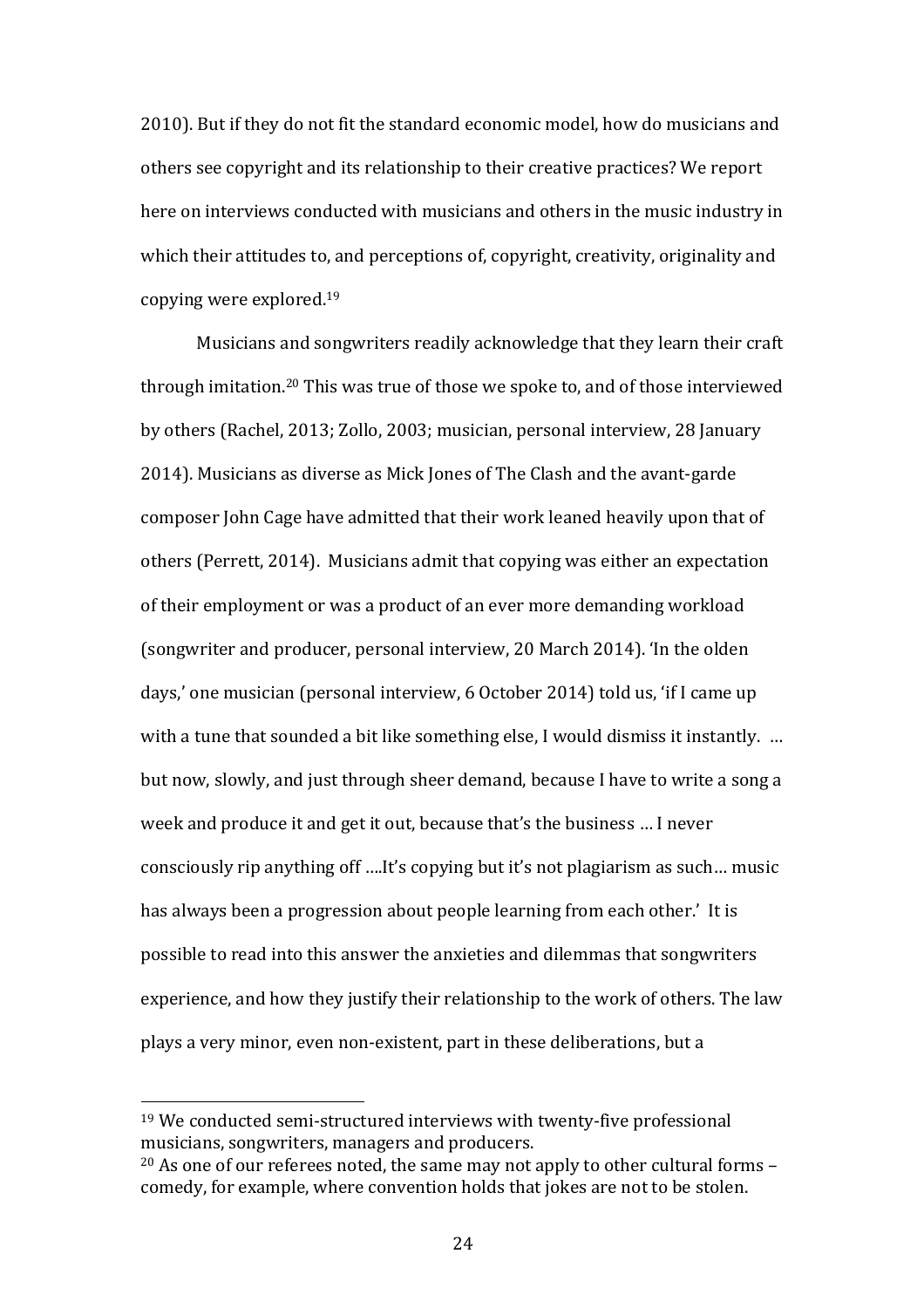2010). But if they do not fit the standard economic model, how do musicians and others see copyright and its relationship to their creative practices? We report here on interviews conducted with musicians and others in the music industry in which their attitudes to, and perceptions of, copyright, creativity, originality and copying were explored.[19]

Musicians and songwriters readily acknowledge that they learn their craft through imitation.[20] This was true of those we spoke to, and of those interviewed by others (Rachel, 2013; Zollo, 2003; musician, personal interview, 28 January 2014). Musicians as diverse as Mick Jones of The Clash and the avant-garde composer John Cage have admitted that their work leaned heavily upon that of others (Perrett, 2014). Musicians admit that copying was either an expectation of their employment or was a product of an ever more demanding workload (songwriter and producer, personal interview, 20 March 2014). 'In the olden days,' one musician (personal interview, 6 October 2014) told us, 'if I came up with a tune that sounded a bit like something else, I would dismiss it instantly. … but now, slowly, and just through sheer demand, because I have to write a song a week and produce it and get it out, because that's the business … I never consciously rip anything off ….It's copying but it's not plagiarism as such… music has always been a progression about people learning from each other.' It is possible to read into this answer the anxieties and dilemmas that songwriters experience, and how they justify their relationship to the work of others. The law plays a very minor, even non-existent, part in these deliberations, but a

[19] We conducted semi-structured interviews with twenty-five professional musicians, songwriters, managers and producers.

[20] As one of our referees noted, the same may not apply to other cultural forms – comedy, for example, where convention holds that jokes are not to be stolen.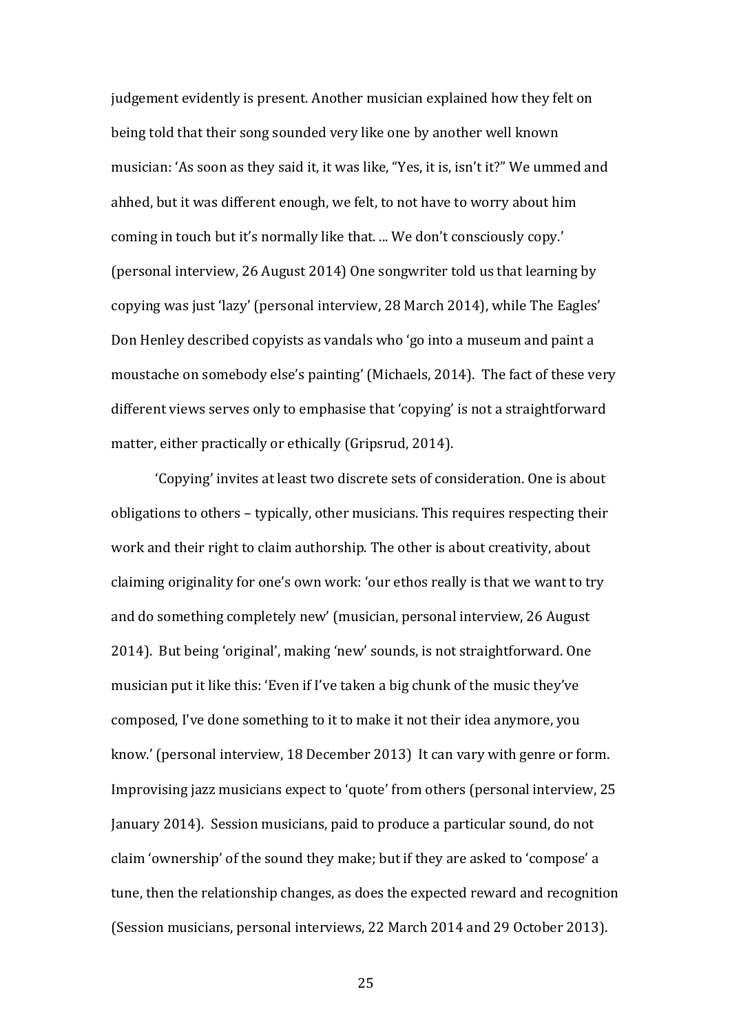judgement evidently is present. Another musician explained how they felt on being told that their song sounded very like one by another well known musician: 'As soon as they said it, it was like, "Yes, it is, isn't it?" We ummed and ahhed, but it was different enough, we felt, to not have to worry about him coming in touch but it's normally like that. ... We don't consciously copy.' (personal interview, 26 August 2014) One songwriter told us that learning by copying was just 'lazy' (personal interview, 28 March 2014), while The Eagles' Don Henley described copyists as vandals who 'go into a museum and paint a moustache on somebody else's painting' (Michaels, 2014). The fact of these very different views serves only to emphasise that 'copying' is not a straightforward matter, either practically or ethically (Gripsrud, 2014).

'Copying' invites at least two discrete sets of consideration. One is about obligations to others – typically, other musicians. This requires respecting their work and their right to claim authorship. The other is about creativity, about claiming originality for one's own work: 'our ethos really is that we want to try and do something completely new' (musician, personal interview, 26 August 2014). But being 'original', making 'new' sounds, is not straightforward. One musician put it like this: 'Even if I've taken a big chunk of the music they've composed, I've done something to it to make it not their idea anymore, you know.' (personal interview, 18 December 2013) It can vary with genre or form. Improvising jazz musicians expect to 'quote' from others (personal interview, 25 January 2014). Session musicians, paid to produce a particular sound, do not claim 'ownership' of the sound they make; but if they are asked to 'compose' a tune, then the relationship changes, as does the expected reward and recognition (Session musicians, personal interviews, 22 March 2014 and 29 October 2013).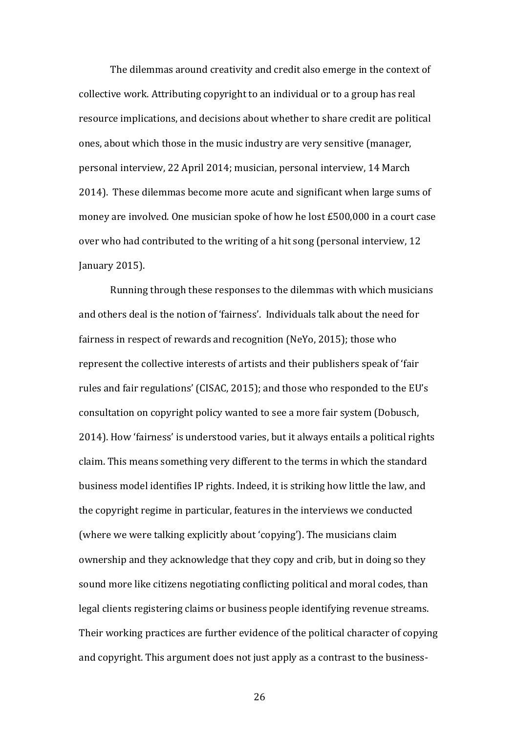The dilemmas around creativity and credit also emerge in the context of collective work. Attributing copyright to an individual or to a group has real resource implications, and decisions about whether to share credit are political ones, about which those in the music industry are very sensitive (manager, personal interview, 22 April 2014; musician, personal interview, 14 March 2014). These dilemmas become more acute and significant when large sums of money are involved. One musician spoke of how he lost £500,000 in a court case over who had contributed to the writing of a hit song (personal interview, 12 January 2015).

Running through these responses to the dilemmas with which musicians and others deal is the notion of 'fairness'. Individuals talk about the need for fairness in respect of rewards and recognition (NeYo, 2015); those who represent the collective interests of artists and their publishers speak of 'fair rules and fair regulations' (CISAC, 2015); and those who responded to the EU's consultation on copyright policy wanted to see a more fair system (Dobusch, 2014). How 'fairness' is understood varies, but it always entails a political rights claim. This means something very different to the terms in which the standard business model identifies IP rights. Indeed, it is striking how little the law, and the copyright regime in particular, features in the interviews we conducted (where we were talking explicitly about 'copying'). The musicians claim ownership and they acknowledge that they copy and crib, but in doing so they sound more like citizens negotiating conflicting political and moral codes, than legal clients registering claims or business people identifying revenue streams. Their working practices are further evidence of the political character of copying and copyright. This argument does not just apply as a contrast to the business-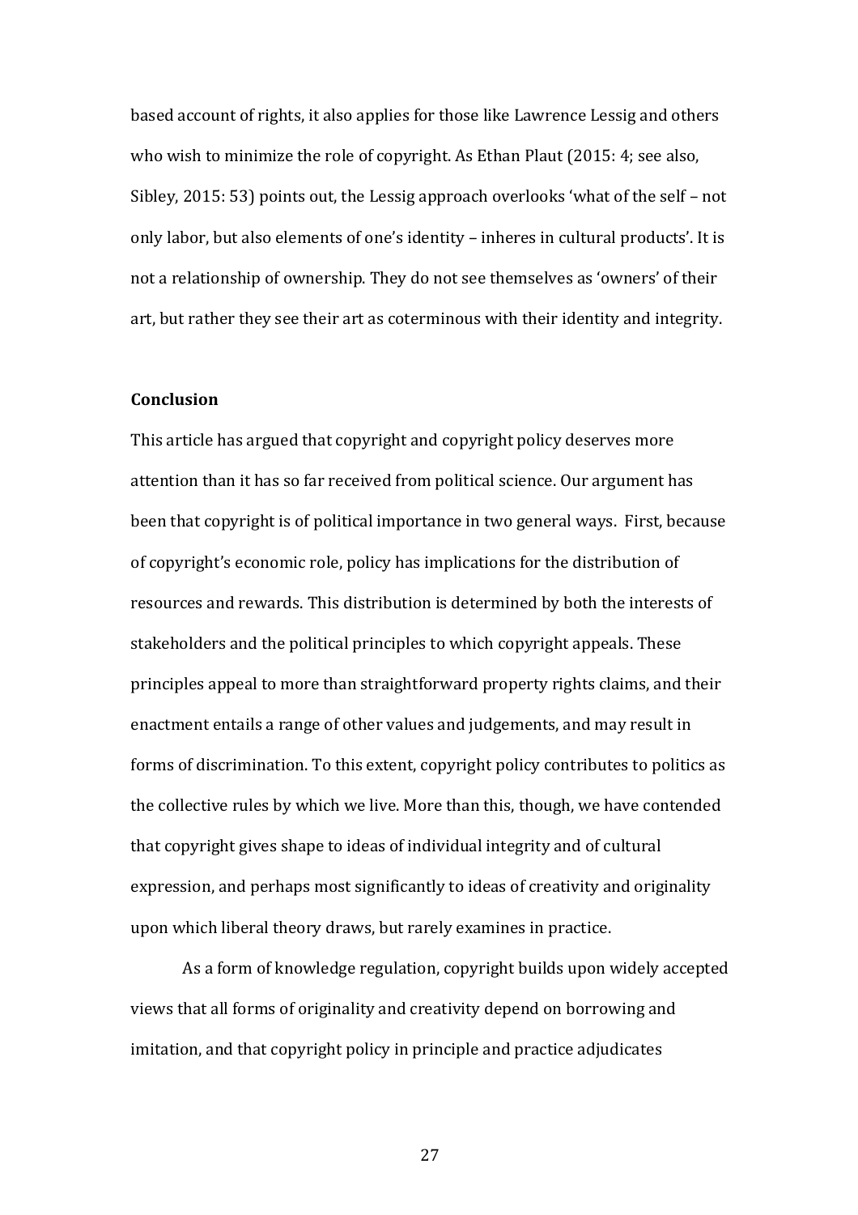based account of rights, it also applies for those like Lawrence Lessig and others who wish to minimize the role of copyright. As Ethan Plaut (2015: 4; see also, Sibley, 2015: 53) points out, the Lessig approach overlooks 'what of the self – not only labor, but also elements of one's identity – inheres in cultural products'. It is not a relationship of ownership. They do not see themselves as 'owners' of their art, but rather they see their art as coterminous with their identity and integrity.

**Conclusion**

This article has argued that copyright and copyright policy deserves more attention than it has so far received from political science. Our argument has been that copyright is of political importance in two general ways. First, because of copyright's economic role, policy has implications for the distribution of resources and rewards. This distribution is determined by both the interests of stakeholders and the political principles to which copyright appeals. These principles appeal to more than straightforward property rights claims, and their enactment entails a range of other values and judgements, and may result in forms of discrimination. To this extent, copyright policy contributes to politics as the collective rules by which we live. More than this, though, we have contended that copyright gives shape to ideas of individual integrity and of cultural expression, and perhaps most significantly to ideas of creativity and originality upon which liberal theory draws, but rarely examines in practice.

As a form of knowledge regulation, copyright builds upon widely accepted views that all forms of originality and creativity depend on borrowing and imitation, and that copyright policy in principle and practice adjudicates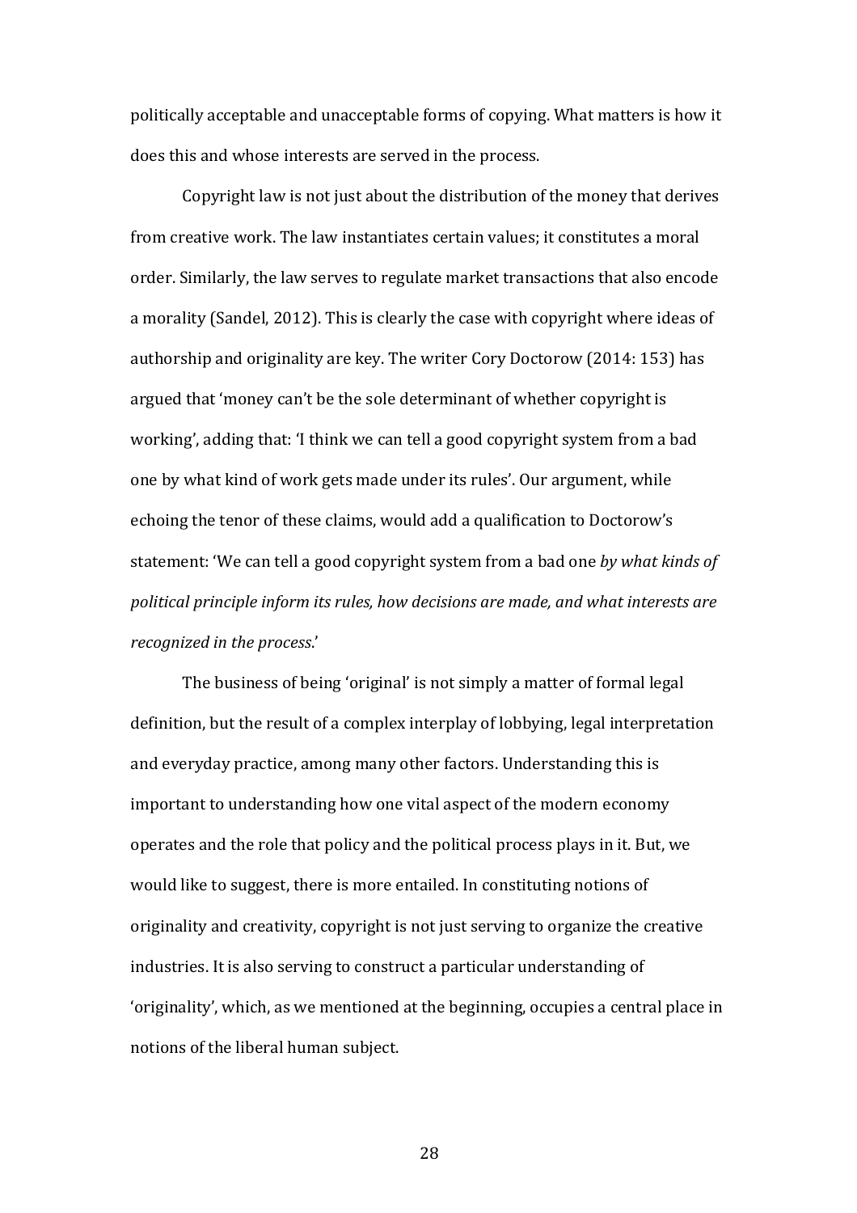politically acceptable and unacceptable forms of copying. What matters is how it does this and whose interests are served in the process.

Copyright law is not just about the distribution of the money that derives from creative work. The law instantiates certain values; it constitutes a moral order. Similarly, the law serves to regulate market transactions that also encode a morality (Sandel, 2012). This is clearly the case with copyright where ideas of authorship and originality are key. The writer Cory Doctorow (2014: 153) has argued that 'money can't be the sole determinant of whether copyright is working', adding that: 'I think we can tell a good copyright system from a bad one by what kind of work gets made under its rules'. Our argument, while echoing the tenor of these claims, would add a qualification to Doctorow's statement: 'We can tell a good copyright system from a bad one *by what kinds of political principle inform its rules, how decisions are made, and what interests are recognized in the process*.'

The business of being 'original' is not simply a matter of formal legal definition, but the result of a complex interplay of lobbying, legal interpretation and everyday practice, among many other factors. Understanding this is important to understanding how one vital aspect of the modern economy operates and the role that policy and the political process plays in it. But, we would like to suggest, there is more entailed. In constituting notions of originality and creativity, copyright is not just serving to organize the creative industries. It is also serving to construct a particular understanding of 'originality', which, as we mentioned at the beginning, occupies a central place in notions of the liberal human subject.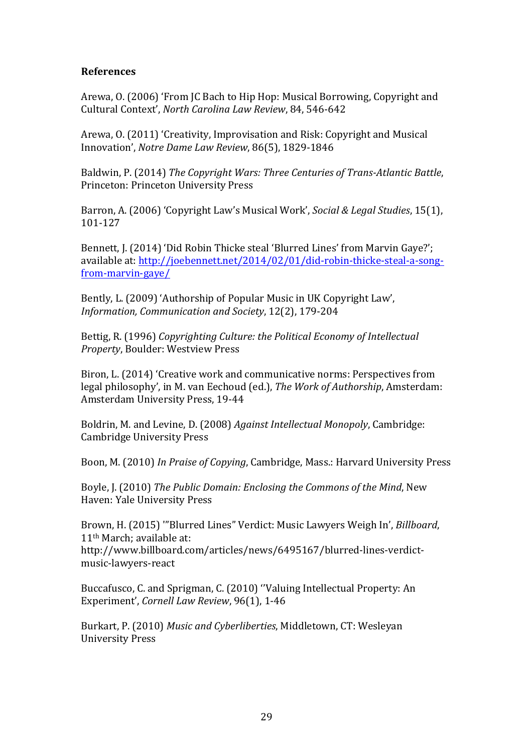**References**

Arewa, O. (2006) 'From JC Bach to Hip Hop: Musical Borrowing, Copyright and Cultural Context', *North Carolina Law Review*, 84, 546-642

Arewa, O. (2011) 'Creativity, Improvisation and Risk: Copyright and Musical Innovation', *Notre Dame Law Review*, 86(5), 1829-1846

Baldwin, P. (2014) *The Copyright Wars: Three Centuries of Trans-Atlantic Battle*, Princeton: Princeton University Press

Barron, A. (2006) 'Copyright Law's Musical Work', *Social & Legal Studies*, 15(1), 101-127

Bennett, J. (2014) 'Did Robin Thicke steal 'Blurred Lines' from Marvin Gaye?'; available at: [http://joebennett.net/2014/02/01/did-robin-thicke-steal-a-song-from-marvin-gaye/](http://joebennett.net/2014/02/01/did-robin-thicke-steal-a-song-from-marvin-gaye/)

Bently, L. (2009) 'Authorship of Popular Music in UK Copyright Law', *Information, Communication and Society*, 12(2), 179-204

Bettig, R. (1996) *Copyrighting Culture: the Political Economy of Intellectual Property*, Boulder: Westview Press

Biron, L. (2014) 'Creative work and communicative norms: Perspectives from legal philosophy', in M. van Eechoud (ed.), *The Work of Authorship*, Amsterdam: Amsterdam University Press, 19-44

Boldrin, M. and Levine, D. (2008) *Against Intellectual Monopoly*, Cambridge: Cambridge University Press

Boon, M. (2010) *In Praise of Copying*, Cambridge, Mass.: Harvard University Press

Boyle, J. (2010) *The Public Domain: Enclosing the Commons of the Mind*, New Haven: Yale University Press

Brown, H. (2015) '"Blurred Lines" Verdict: Music Lawyers Weigh In', *Billboard*, 11th March; available at: http://www.billboard.com/articles/news/6495167/blurred-lines-verdict-music-lawyers-react

Buccafusco, C. and Sprigman, C. (2010) ''Valuing Intellectual Property: An Experiment', *Cornell Law Review*, 96(1), 1-46

Burkart, P. (2010) *Music and Cyberliberties*, Middletown, CT: Wesleyan University Press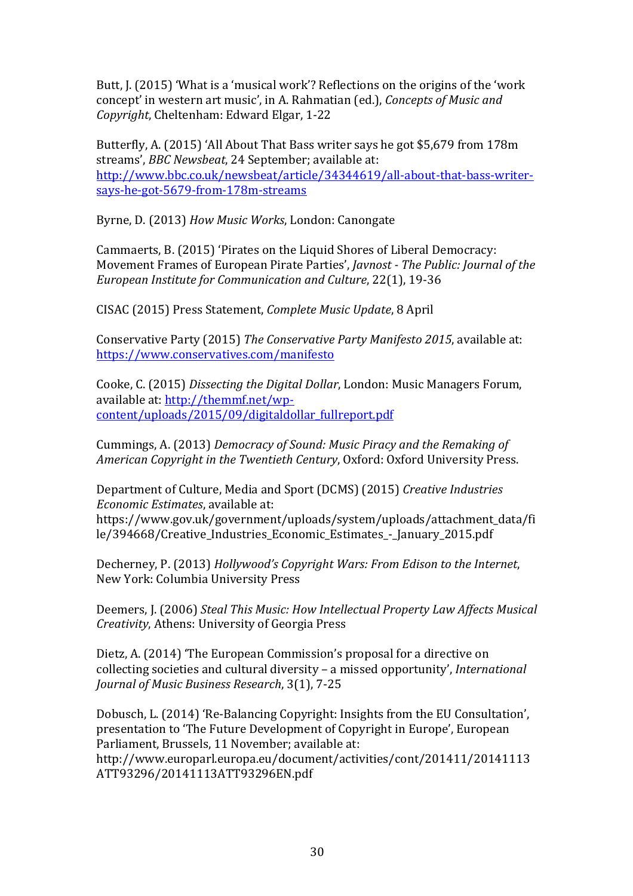Butt, J. (2015) 'What is a 'musical work'? Reflections on the origins of the 'work concept' in western art music', in A. Rahmatian (ed.), *Concepts of Music and Copyright*, Cheltenham: Edward Elgar, 1-22

Butterfly, A. (2015) 'All About That Bass writer says he got $5,679 from 178m streams', *BBC Newsbeat*, 24 September; available at: [http://www.bbc.co.uk/newsbeat/article/34344619/all-about-that-bass-writer-says-he-got-5679-from-178m-streams](http://www.bbc.co.uk/newsbeat/article/34344619/all-about-that-bass-writer-says-he-got-5679-from-178m-streams)

Byrne, D. (2013) *How Music Works*, London: Canongate

Cammaerts, B. (2015) 'Pirates on the Liquid Shores of Liberal Democracy: Movement Frames of European Pirate Parties', *Javnost - The Public: Journal of the European Institute for Communication and Culture*, 22(1), 19-36

CISAC (2015) Press Statement, *Complete Music Update*, 8 April

Conservative Party (2015) *The Conservative Party Manifesto 2015*, available at: [https://www.conservatives.com/manifesto](https://www.conservatives.com/manifesto)

Cooke, C. (2015) *Dissecting the Digital Dollar*, London: Music Managers Forum, available at: [http://themmf.net/wp-content/uploads/2015/09/digitaldollar_fullreport.pdf](http://themmf.net/wp-content/uploads/2015/09/digitaldollar_fullreport.pdf)

Cummings, A. (2013) *Democracy of Sound: Music Piracy and the Remaking of American Copyright in the Twentieth Century*, Oxford: Oxford University Press.

Department of Culture, Media and Sport (DCMS) (2015) *Creative Industries Economic Estimates*, available at: https://www.gov.uk/government/uploads/system/uploads/attachment_data/file/394668/Creative_Industries_Economic_Estimates_-_January_2015.pdf

Decherney, P. (2013) *Hollywood's Copyright Wars: From Edison to the Internet*, New York: Columbia University Press

Deemers, J. (2006) *Steal This Music: How Intellectual Property Law Affects Musical Creativity*, Athens: University of Georgia Press

Dietz, A. (2014) 'The European Commission's proposal for a directive on collecting societies and cultural diversity – a missed opportunity', *International Journal of Music Business Research*, 3(1), 7-25

Dobusch, L. (2014) 'Re-Balancing Copyright: Insights from the EU Consultation', presentation to 'The Future Development of Copyright in Europe', European Parliament, Brussels, 11 November; available at: http://www.europarl.europa.eu/document/activities/cont/201411/20141113ATT93296/20141113ATT93296EN.pdf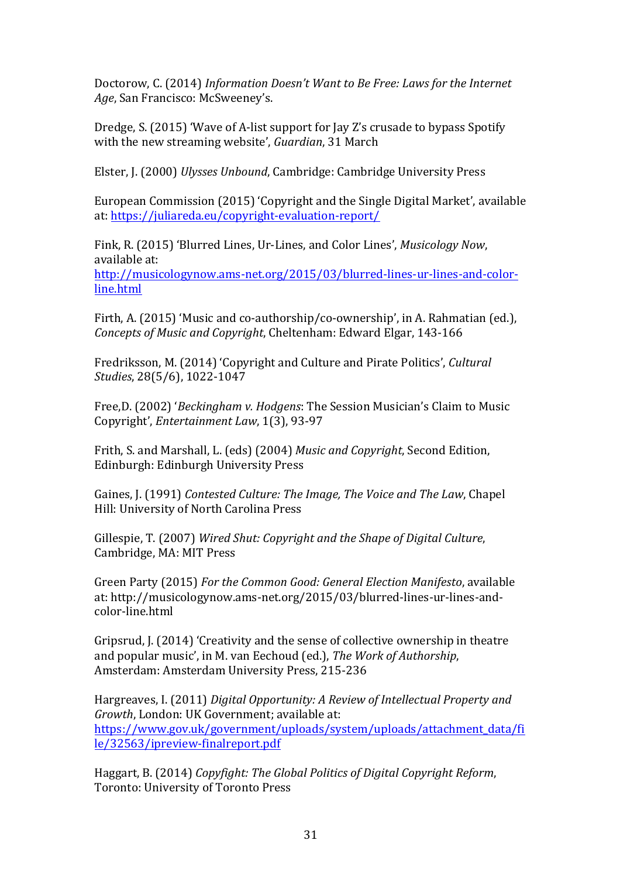Doctorow, C. (2014) *Information Doesn't Want to Be Free: Laws for the Internet Age*, San Francisco: McSweeney's.

Dredge, S. (2015) 'Wave of A-list support for Jay Z's crusade to bypass Spotify with the new streaming website', *Guardian*, 31 March

Elster, J. (2000) *Ulysses Unbound*, Cambridge: Cambridge University Press

European Commission (2015) 'Copyright and the Single Digital Market', available at: https://juliareda.eu/copyright-evaluation-report/

Fink, R. (2015) 'Blurred Lines, Ur-Lines, and Color Lines', *Musicology Now*, available at: http://musicologynow.ams-net.org/2015/03/blurred-lines-ur-lines-and-color-line.html

Firth, A. (2015) 'Music and co-authorship/co-ownership', in A. Rahmatian (ed.), *Concepts of Music and Copyright*, Cheltenham: Edward Elgar, 143-166

Fredriksson, M. (2014) 'Copyright and Culture and Pirate Politics', *Cultural Studies*, 28(5/6), 1022-1047

Free,D. (2002) '*Beckingham v. Hodgens*: The Session Musician's Claim to Music Copyright', *Entertainment Law*, 1(3), 93-97

Frith, S. and Marshall, L. (eds) (2004) *Music and Copyright*, Second Edition, Edinburgh: Edinburgh University Press

Gaines, J. (1991) *Contested Culture: The Image, The Voice and The Law*, Chapel Hill: University of North Carolina Press

Gillespie, T. (2007) *Wired Shut: Copyright and the Shape of Digital Culture*, Cambridge, MA: MIT Press

Green Party (2015) *For the Common Good: General Election Manifesto*, available at: http://musicologynow.ams-net.org/2015/03/blurred-lines-ur-lines-and-color-line.html

Gripsrud, J. (2014) 'Creativity and the sense of collective ownership in theatre and popular music', in M. van Eechoud (ed.), *The Work of Authorship*, Amsterdam: Amsterdam University Press, 215-236

Hargreaves, I. (2011) *Digital Opportunity: A Review of Intellectual Property and Growth*, London: UK Government; available at: https://www.gov.uk/government/uploads/system/uploads/attachment_data/file/32563/ipreview-finalreport.pdf

Haggart, B. (2014) *Copyfight: The Global Politics of Digital Copyright Reform*, Toronto: University of Toronto Press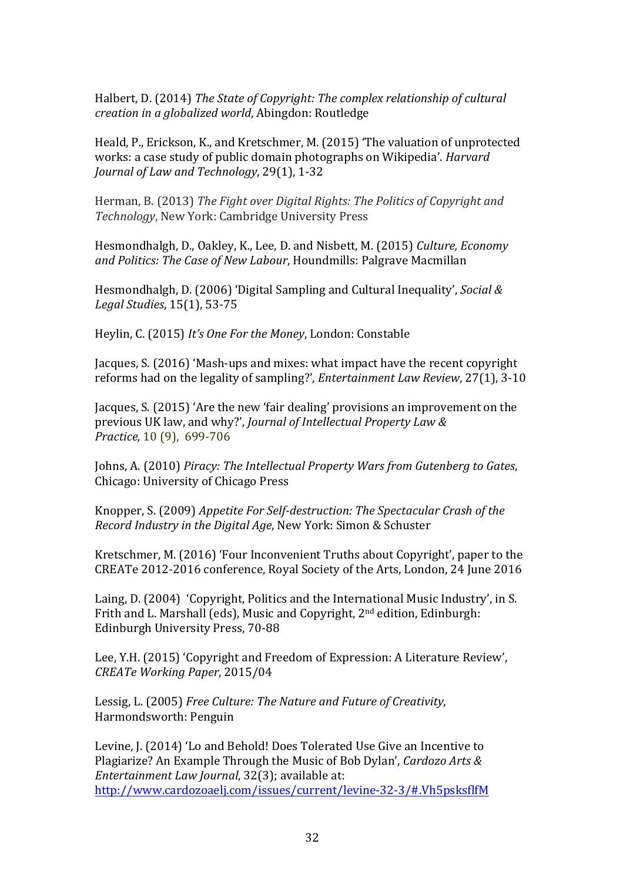Halbert, D. (2014) *The State of Copyright: The complex relationship of cultural creation in a globalized world*, Abingdon: Routledge

Heald, P., Erickson, K., and Kretschmer, M. (2015) 'The valuation of unprotected works: a case study of public domain photographs on Wikipedia'. *Harvard Journal of Law and Technology*, 29(1), 1-32

Herman, B. (2013) *The Fight over Digital Rights: The Politics of Copyright and Technology*, New York: Cambridge University Press

Hesmondhalgh, D., Oakley, K., Lee, D. and Nisbett, M. (2015) *Culture, Economy and Politics: The Case of New Labour*, Houndmills: Palgrave Macmillan

Hesmondhalgh, D. (2006) 'Digital Sampling and Cultural Inequality', *Social & Legal Studies*, 15(1), 53-75

Heylin, C. (2015) *It's One For the Money*, London: Constable

Jacques, S. (2016) 'Mash-ups and mixes: what impact have the recent copyright reforms had on the legality of sampling?', *Entertainment Law Review*, 27(1), 3-10

Jacques, S. (2015) 'Are the new 'fair dealing' provisions an improvement on the previous UK law, and why?', *Journal of Intellectual Property Law & Practice,* 10 (9), 699-706

Johns, A. (2010) *Piracy: The Intellectual Property Wars from Gutenberg to Gates*, Chicago: University of Chicago Press

Knopper, S. (2009) *Appetite For Self-destruction: The Spectacular Crash of the Record Industry in the Digital Age*, New York: Simon & Schuster

Kretschmer, M. (2016) 'Four Inconvenient Truths about Copyright', paper to the CREATe 2012-2016 conference, Royal Society of the Arts, London, 24 June 2016

Laing, D. (2004) 'Copyright, Politics and the International Music Industry', in S. Frith and L. Marshall (eds), Music and Copyright, 2nd edition, Edinburgh: Edinburgh University Press, 70-88

Lee, Y.H. (2015) 'Copyright and Freedom of Expression: A Literature Review', *CREATe Working Paper*, 2015/04

Lessig, L. (2005) *Free Culture: The Nature and Future of Creativity*, Harmondsworth: Penguin

Levine, J. (2014) 'Lo and Behold! Does Tolerated Use Give an Incentive to Plagiarize? An Example Through the Music of Bob Dylan', *Cardozo Arts & Entertainment Law Journal*, 32(3); available at: http://www.cardozoaelj.com/issues/current/levine-32-3/#.Vh5psksflfM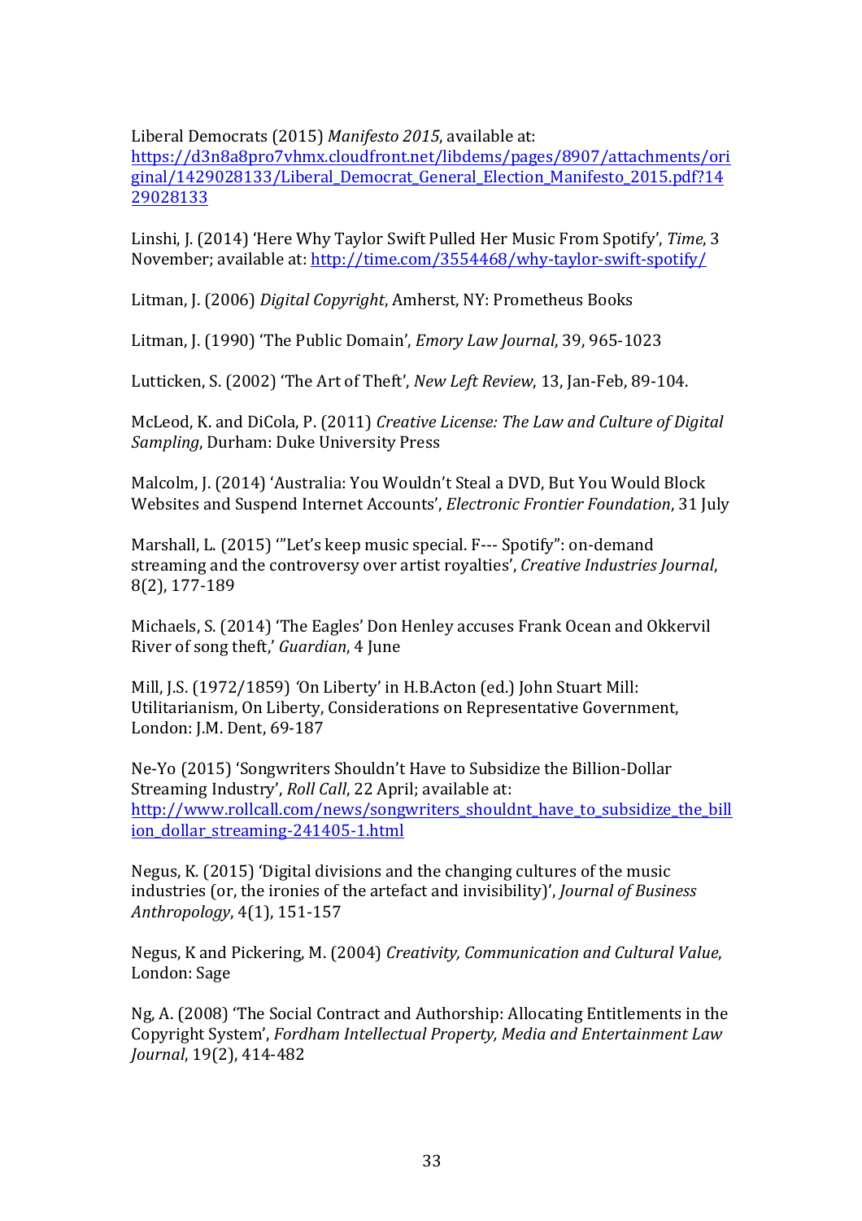Liberal Democrats (2015) *Manifesto 2015*, available at: https://d3n8a8pro7vhmx.cloudfront.net/libdems/pages/8907/attachments/original/1429028133/Liberal_Democrat_General_Election_Manifesto_2015.pdf?1429028133

Linshi, J. (2014) 'Here Why Taylor Swift Pulled Her Music From Spotify', *Time*, 3 November; available at: http://time.com/3554468/why-taylor-swift-spotify/

Litman, J. (2006) *Digital Copyright*, Amherst, NY: Prometheus Books

Litman, J. (1990) 'The Public Domain', *Emory Law Journal*, 39, 965-1023

Lutticken, S. (2002) 'The Art of Theft', *New Left Review*, 13, Jan-Feb, 89-104.

McLeod, K. and DiCola, P. (2011) *Creative License: The Law and Culture of Digital Sampling*, Durham: Duke University Press

Malcolm, J. (2014) 'Australia: You Wouldn't Steal a DVD, But You Would Block Websites and Suspend Internet Accounts', *Electronic Frontier Foundation*, 31 July

Marshall, L. (2015) '"Let's keep music special. F--- Spotify": on-demand streaming and the controversy over artist royalties', *Creative Industries Journal*, 8(2), 177-189

Michaels, S. (2014) 'The Eagles' Don Henley accuses Frank Ocean and Okkervil River of song theft,' *Guardian*, 4 June

Mill, J.S. (1972/1859) 'On Liberty' in H.B.Acton (ed.) John Stuart Mill: Utilitarianism, On Liberty, Considerations on Representative Government, London: J.M. Dent, 69-187

Ne-Yo (2015) 'Songwriters Shouldn't Have to Subsidize the Billion-Dollar Streaming Industry', *Roll Call*, 22 April; available at: http://www.rollcall.com/news/songwriters_shouldnt_have_to_subsidize_the_billion_dollar_streaming-241405-1.html

Negus, K. (2015) 'Digital divisions and the changing cultures of the music industries (or, the ironies of the artefact and invisibility)', *Journal of Business Anthropology*, 4(1), 151-157

Negus, K and Pickering, M. (2004) *Creativity, Communication and Cultural Value*, London: Sage

Ng, A. (2008) 'The Social Contract and Authorship: Allocating Entitlements in the Copyright System', *Fordham Intellectual Property, Media and Entertainment Law Journal*, 19(2), 414-482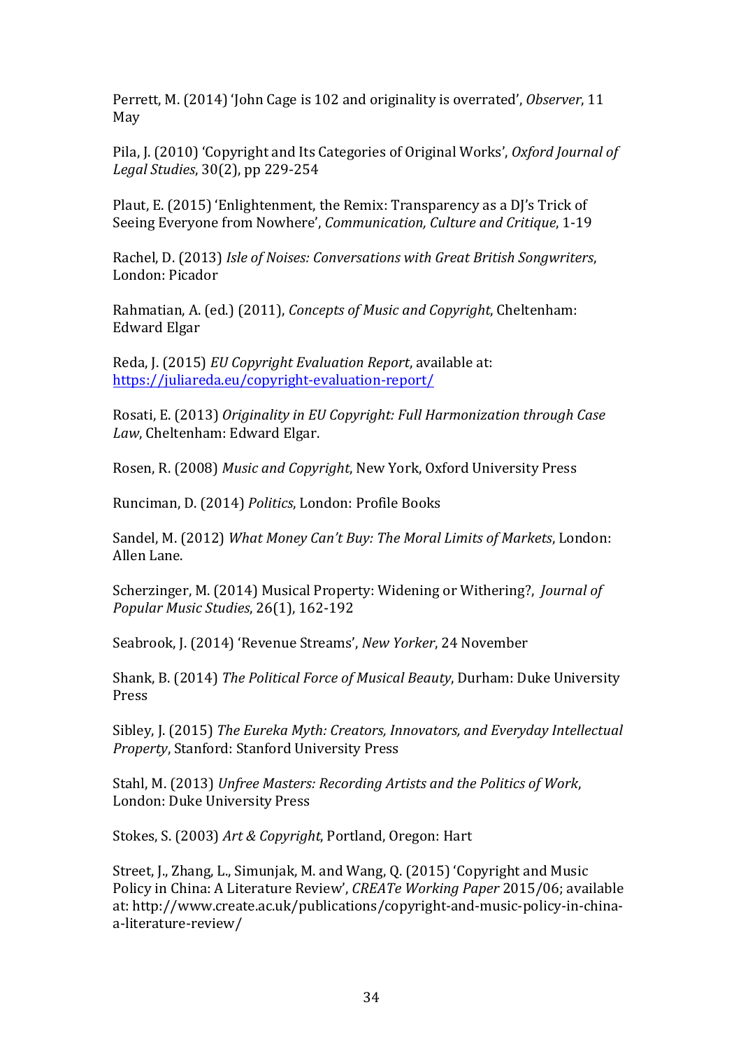Perrett, M. (2014) 'John Cage is 102 and originality is overrated', *Observer*, 11 May

Pila, J. (2010) 'Copyright and Its Categories of Original Works', *Oxford Journal of Legal Studies*, 30(2), pp 229-254

Plaut, E. (2015) 'Enlightenment, the Remix: Transparency as a DJ's Trick of Seeing Everyone from Nowhere', *Communication, Culture and Critique*, 1-19

Rachel, D. (2013) *Isle of Noises: Conversations with Great British Songwriters*, London: Picador

Rahmatian, A. (ed.) (2011), *Concepts of Music and Copyright*, Cheltenham: Edward Elgar

Reda, J. (2015) *EU Copyright Evaluation Report*, available at: https://juliareda.eu/copyright-evaluation-report/

Rosati, E. (2013) *Originality in EU Copyright: Full Harmonization through Case Law*, Cheltenham: Edward Elgar.

Rosen, R. (2008) *Music and Copyright*, New York, Oxford University Press

Runciman, D. (2014) *Politics*, London: Profile Books

Sandel, M. (2012) *What Money Can't Buy: The Moral Limits of Markets*, London: Allen Lane.

Scherzinger, M. (2014) Musical Property: Widening or Withering?, *Journal of Popular Music Studies*, 26(1), 162-192

Seabrook, J. (2014) 'Revenue Streams', *New Yorker*, 24 November

Shank, B. (2014) *The Political Force of Musical Beauty*, Durham: Duke University Press

Sibley, J. (2015) *The Eureka Myth: Creators, Innovators, and Everyday Intellectual Property*, Stanford: Stanford University Press

Stahl, M. (2013) *Unfree Masters: Recording Artists and the Politics of Work*, London: Duke University Press

Stokes, S. (2003) *Art & Copyright*, Portland, Oregon: Hart

Street, J., Zhang, L., Simunjak, M. and Wang, Q. (2015) 'Copyright and Music Policy in China: A Literature Review', *CREATe Working Paper* 2015/06; available at: http://www.create.ac.uk/publications/copyright-and-music-policy-in-china-a-literature-review/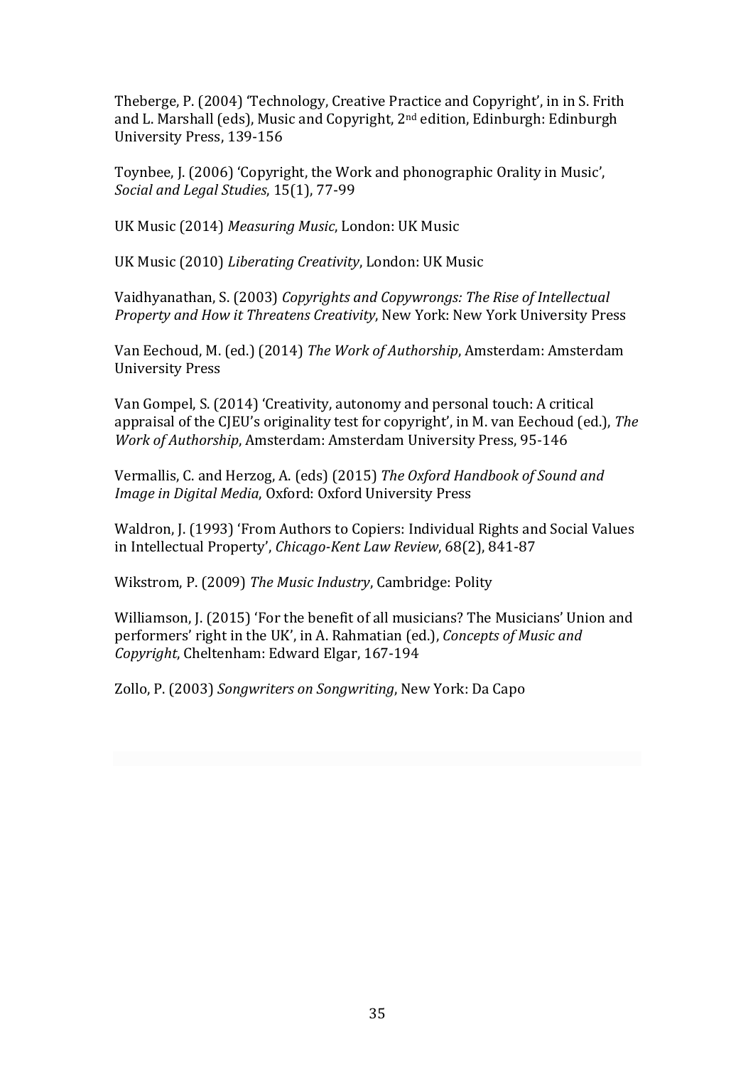Theberge, P. (2004) 'Technology, Creative Practice and Copyright', in in S. Frith and L. Marshall (eds), Music and Copyright, 2nd edition, Edinburgh: Edinburgh University Press, 139-156

Toynbee, J. (2006) 'Copyright, the Work and phonographic Orality in Music', *Social and Legal Studies*, 15(1), 77-99

UK Music (2014) *Measuring Music*, London: UK Music

UK Music (2010) *Liberating Creativity*, London: UK Music

Vaidhyanathan, S. (2003) *Copyrights and Copywrongs: The Rise of Intellectual Property and How it Threatens Creativity*, New York: New York University Press

Van Eechoud, M. (ed.) (2014) *The Work of Authorship*, Amsterdam: Amsterdam University Press

Van Gompel, S. (2014) 'Creativity, autonomy and personal touch: A critical appraisal of the CJEU's originality test for copyright', in M. van Eechoud (ed.), *The Work of Authorship*, Amsterdam: Amsterdam University Press, 95-146

Vermallis, C. and Herzog, A. (eds) (2015) *The Oxford Handbook of Sound and Image in Digital Media*, Oxford: Oxford University Press

Waldron, J. (1993) 'From Authors to Copiers: Individual Rights and Social Values in Intellectual Property', *Chicago-Kent Law Review*, 68(2), 841-87

Wikstrom, P. (2009) *The Music Industry*, Cambridge: Polity

Williamson, J. (2015) 'For the benefit of all musicians? The Musicians' Union and performers' right in the UK', in A. Rahmatian (ed.), *Concepts of Music and Copyright*, Cheltenham: Edward Elgar, 167-194

Zollo, P. (2003) *Songwriters on Songwriting*, New York: Da Capo